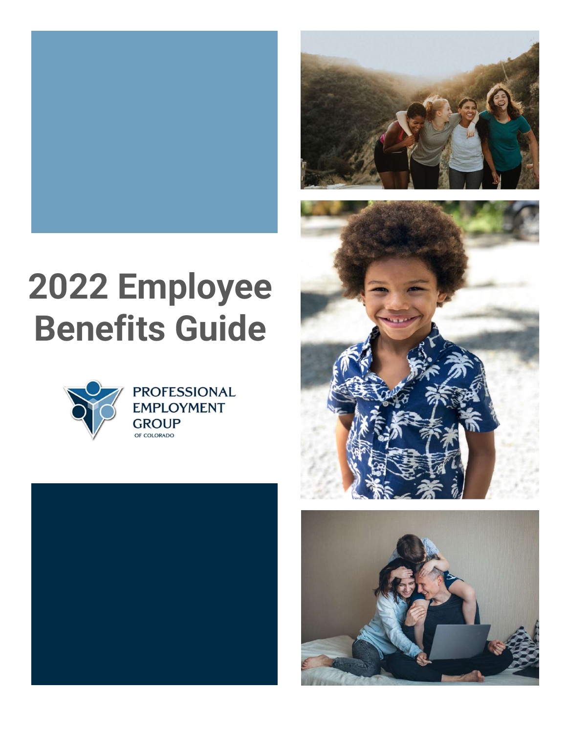# 2022 Employee Benefits Guide

PROFESSIONAL EMPLOYMENT GROUP OF COLORADO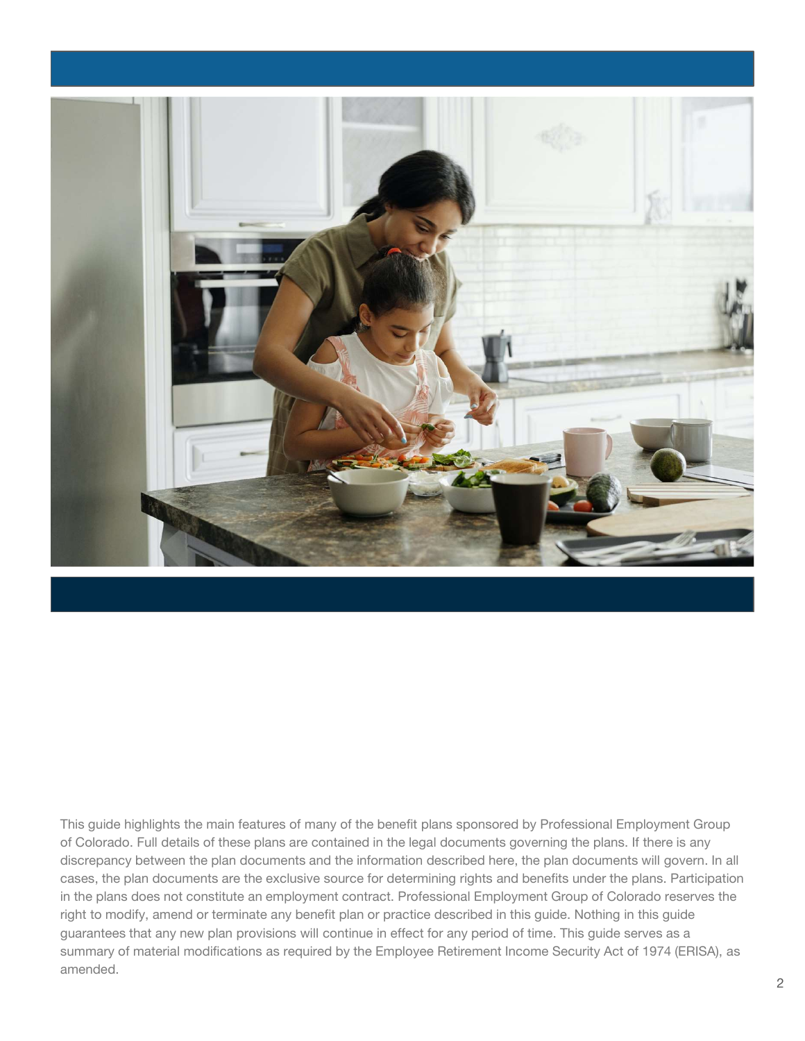This guide highlights the main features of many of the benefit plans sponsored by Professional Employment Group of Colorado. Full details of these plans are contained in the legal documents governing the plans. If there is any discrepancy between the plan documents and the information described here, the plan documents will govern. In all cases, the plan documents are the exclusive source for determining rights and benefits under the plans. Participation in the plans does not constitute an employment contract. Professional Employment Group of Colorado reserves the right to modify, amend or terminate any benefit plan or practice described in this guide. Nothing in this guide guarantees that any new plan provisions will continue in effect for any period of time. This guide serves as a summary of material modifications as required by the Employee Retirement Income Security Act of 1974 (ERISA), as amended.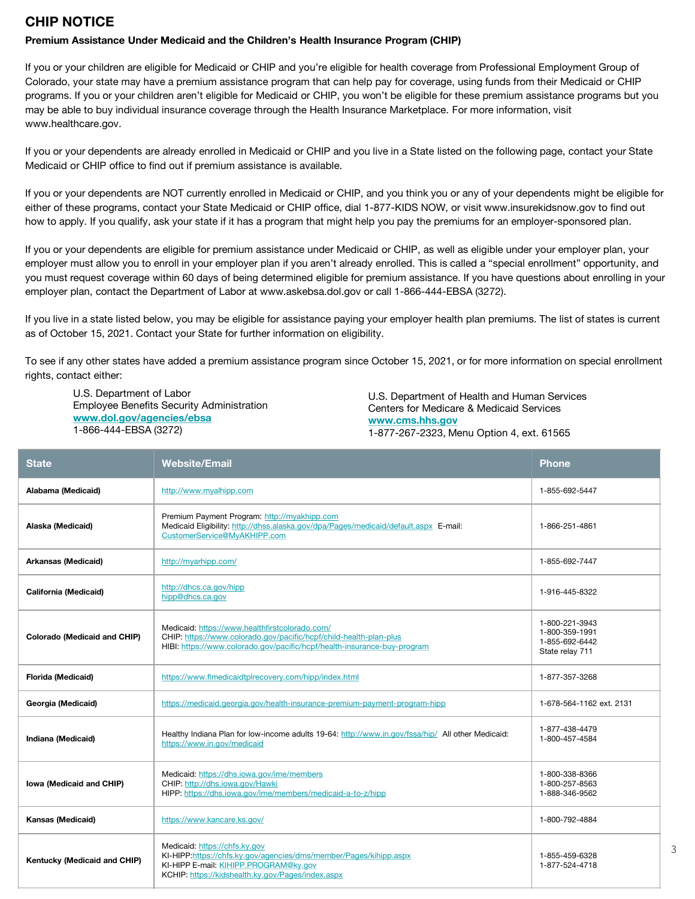# CHIP NOTICE

**Premium Assistance Under Medicaid and the Children's Health Insurance Program (CHIP)**

If you or your children are eligible for Medicaid or CHIP and you're eligible for health coverage from Professional Employment Group of Colorado, your state may have a premium assistance program that can help pay for coverage, using funds from their Medicaid or CHIP programs. If you or your children aren't eligible for Medicaid or CHIP, you won't be eligible for these premium assistance programs but you may be able to buy individual insurance coverage through the Health Insurance Marketplace. For more information, visit www.healthcare.gov.

If you or your dependents are already enrolled in Medicaid or CHIP and you live in a State listed on the following page, contact your State Medicaid or CHIP office to find out if premium assistance is available.

If you or your dependents are NOT currently enrolled in Medicaid or CHIP, and you think you or any of your dependents might be eligible for either of these programs, contact your State Medicaid or CHIP office, dial 1-877-KIDS NOW, or visit www.insurekidsnow.gov to find out how to apply. If you qualify, ask your state if it has a program that might help you pay the premiums for an employer-sponsored plan.

If you or your dependents are eligible for premium assistance under Medicaid or CHIP, as well as eligible under your employer plan, your employer must allow you to enroll in your employer plan if you aren't already enrolled. This is called a "special enrollment" opportunity, and you must request coverage within 60 days of being determined eligible for premium assistance. If you have questions about enrolling in your employer plan, contact the Department of Labor at www.askebsa.dol.gov or call 1-866-444-EBSA (3272).

If you live in a state listed below, you may be eligible for assistance paying your employer health plan premiums. The list of states is current as of October 15, 2021. Contact your State for further information on eligibility.

To see if any other states have added a premium assistance program since October 15, 2021, or for more information on special enrollment rights, contact either:

U.S. Department of Labor
Employee Benefits Security Administration
**www.dol.gov/agencies/ebsa**
1-866-444-EBSA (3272)

U.S. Department of Health and Human Services
Centers for Medicare & Medicaid Services
**www.cms.hhs.gov**
1-877-267-2323, Menu Option 4, ext. 61565

| State | Website/Email | Phone |
|---|---|---|
| **Alabama (Medicaid)** | http://www.myalhipp.com | 1-855-692-5447 |
| **Alaska (Medicaid)** | Premium Payment Program: http://myakhipp.com<br>Medicaid Eligibility: http://dhss.alaska.gov/dpa/Pages/medicaid/default.aspx E-mail: CustomerService@MyAKHIPP.com | 1-866-251-4861 |
| **Arkansas (Medicaid)** | http://myarhipp.com/ | 1-855-692-7447 |
| **California (Medicaid)** | http://dhcs.ca.gov/hipp<br>hipp@dhcs.ca.gov | 1-916-445-8322 |
| **Colorado (Medicaid and CHIP)** | Medicaid: https://www.healthfirstcolorado.com/<br>CHIP: https://www.colorado.gov/pacific/hcpf/child-health-plan-plus<br>HIBI: https://www.colorado.gov/pacific/hcpf/health-insurance-buy-program | 1-800-221-3943<br>1-800-359-1991<br>1-855-692-6442<br>State relay 711 |
| **Florida (Medicaid)** | https://www.flmedicaidtplrecovery.com/hipp/index.html | 1-877-357-3268 |
| **Georgia (Medicaid)** | https://medicaid.georgia.gov/health-insurance-premium-payment-program-hipp | 1-678-564-1162 ext. 2131 |
| **Indiana (Medicaid)** | Healthy Indiana Plan for low-income adults 19-64: http://www.in.gov/fssa/hip/ All other Medicaid: https://www.in.gov/medicaid | 1-877-438-4479<br>1-800-457-4584 |
| **Iowa (Medicaid and CHIP)** | Medicaid: https://dhs.iowa.gov/ime/members<br>CHIP: http://dhs.iowa.gov/Hawki<br>HIPP: https://dhs.iowa.gov/ime/members/medicaid-a-to-z/hipp | 1-800-338-8366<br>1-800-257-8563<br>1-888-346-9562 |
| **Kansas (Medicaid)** | https://www.kancare.ks.gov/ | 1-800-792-4884 |
| **Kentucky (Medicaid and CHIP)** | Medicaid: https://chfs.ky.gov<br>KI-HIPP:https://chfs.ky.gov/agencies/dms/member/Pages/kihipp.aspx<br>KI-HIPP E-mail: KIHIPP.PROGRAM@ky.gov<br>KCHIP: https://kidshealth.ky.gov/Pages/index.aspx | 1-855-459-6328<br>1-877-524-4718 |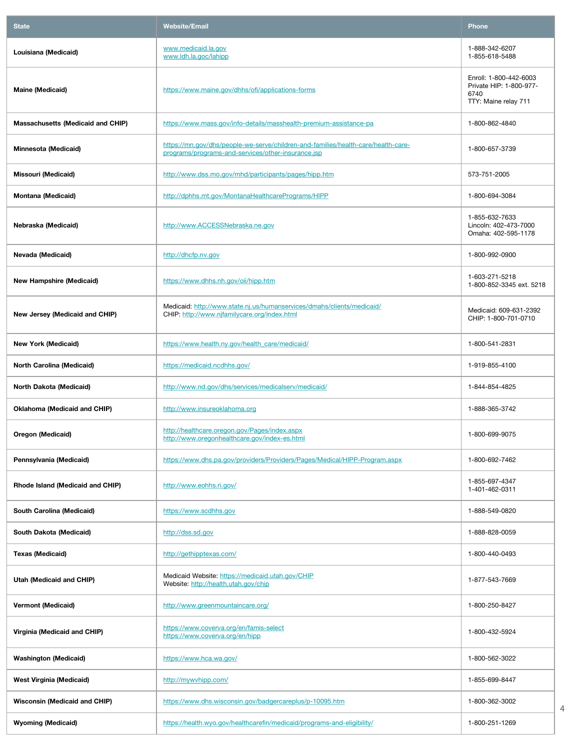| State | Website/Email | Phone |
|---|---|---|
| **Louisiana (Medicaid)** | www.medicaid.la.gov<br>www.ldh.la.goc/lahipp | 1-888-342-6207<br>1-855-618-5488 |
| **Maine (Medicaid)** | https://www.maine.gov/dhhs/ofi/applications-forms | Enroll: 1-800-442-6003<br>Private HIP: 1-800-977-6740<br>TTY: Maine relay 711 |
| **Massachusetts (Medicaid and CHIP)** | https://www.mass.gov/info-details/masshealth-premium-assistance-pa | 1-800-862-4840 |
| **Minnesota (Medicaid)** | https://mn.gov/dhs/people-we-serve/children-and-families/health-care/health-care-programs/programs-and-services/other-insurance.jsp | 1-800-657-3739 |
| **Missouri (Medicaid)** | http://www.dss.mo.gov/mhd/participants/pages/hipp.htm | 573-751-2005 |
| **Montana (Medicaid)** | http://dphhs.mt.gov/MontanaHealthcarePrograms/HIPP | 1-800-694-3084 |
| **Nebraska (Medicaid)** | http://www.ACCESSNebraska.ne.gov | 1-855-632-7633<br>Lincoln: 402-473-7000<br>Omaha: 402-595-1178 |
| **Nevada (Medicaid)** | http://dhcfp.nv.gov | 1-800-992-0900 |
| **New Hampshire (Medicaid)** | https://www.dhhs.nh.gov/oii/hipp.htm | 1-603-271-5218<br>1-800-852-3345 ext. 5218 |
| **New Jersey (Medicaid and CHIP)** | Medicaid: http://www.state.nj.us/humanservices/dmahs/clients/medicaid/<br>CHIP: http://www.njfamilycare.org/index.html | Medicaid: 609-631-2392<br>CHIP: 1-800-701-0710 |
| **New York (Medicaid)** | https://www.health.ny.gov/health_care/medicaid/ | 1-800-541-2831 |
| **North Carolina (Medicaid)** | https://medicaid.ncdhhs.gov/ | 1-919-855-4100 |
| **North Dakota (Medicaid)** | http://www.nd.gov/dhs/services/medicalserv/medicaid/ | 1-844-854-4825 |
| **Oklahoma (Medicaid and CHIP)** | http://www.insureoklahoma.org | 1-888-365-3742 |
| **Oregon (Medicaid)** | http://healthcare.oregon.gov/Pages/index.aspx<br>http://www.oregonhealthcare.gov/index-es.html | 1-800-699-9075 |
| **Pennsylvania (Medicaid)** | https://www.dhs.pa.gov/providers/Providers/Pages/Medical/HIPP-Program.aspx | 1-800-692-7462 |
| **Rhode Island (Medicaid and CHIP)** | http://www.eohhs.ri.gov/ | 1-855-697-4347<br>1-401-462-0311 |
| **South Carolina (Medicaid)** | https://www.scdhhs.gov | 1-888-549-0820 |
| **South Dakota (Medicaid)** | http://dss.sd.gov | 1-888-828-0059 |
| **Texas (Medicaid)** | http://gethipptexas.com/ | 1-800-440-0493 |
| **Utah (Medicaid and CHIP)** | Medicaid Website: https://medicaid.utah.gov/CHIP<br>Website: http://health.utah.gov/chip | 1-877-543-7669 |
| **Vermont (Medicaid)** | http://www.greenmountaincare.org/ | 1-800-250-8427 |
| **Virginia (Medicaid and CHIP)** | https://www.coverva.org/en/famis-select<br>https://www.coverva.org/en/hipp | 1-800-432-5924 |
| **Washington (Medicaid)** | https://www.hca.wa.gov/ | 1-800-562-3022 |
| **West Virginia (Medicaid)** | http://mywvhipp.com/ | 1-855-699-8447 |
| **Wisconsin (Medicaid and CHIP)** | https://www.dhs.wisconsin.gov/badgercareplus/p-10095.htm | 1-800-362-3002 |
| **Wyoming (Medicaid)** | https://health.wyo.gov/healthcarefin/medicaid/programs-and-eligibility/ | 1-800-251-1269 |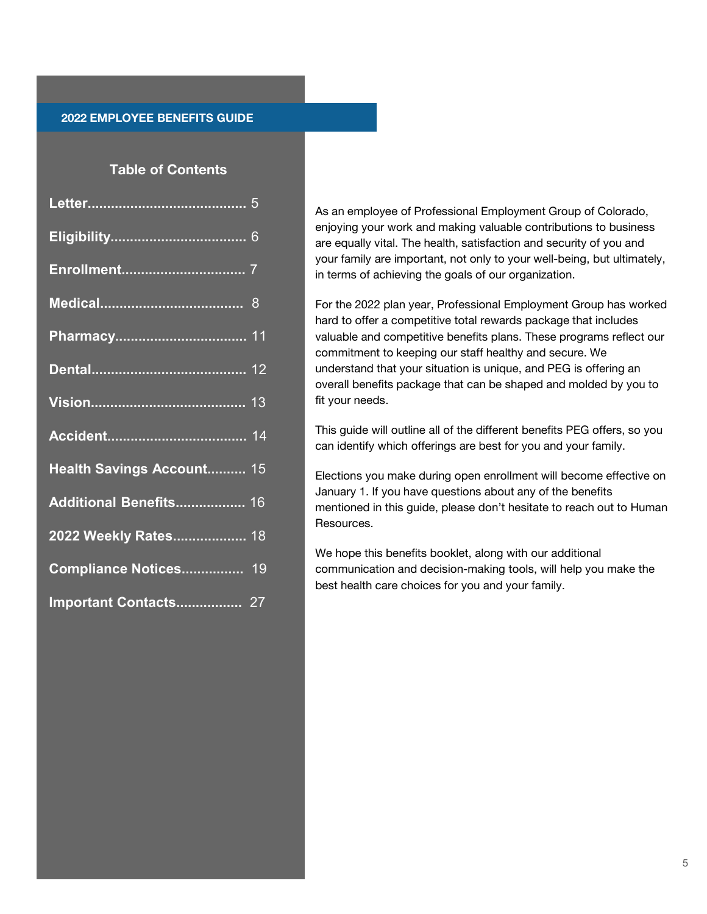**2022 EMPLOYEE BENEFITS GUIDE**

## Table of Contents

| | |
|---|---|
| **Letter** | 5 |
| **Eligibility** | 6 |
| **Enrollment** | 7 |
| **Medical** | 8 |
| **Pharmacy** | 11 |
| **Dental** | 12 |
| **Vision** | 13 |
| **Accident** | 14 |
| **Health Savings Account** | 15 |
| **Additional Benefits** | 16 |
| **2022 Weekly Rates** | 18 |
| **Compliance Notices** | 19 |
| **Important Contacts** | 27 |

As an employee of Professional Employment Group of Colorado, enjoying your work and making valuable contributions to business are equally vital. The health, satisfaction and security of you and your family are important, not only to your well-being, but ultimately, in terms of achieving the goals of our organization.

For the 2022 plan year, Professional Employment Group has worked hard to offer a competitive total rewards package that includes valuable and competitive benefits plans. These programs reflect our commitment to keeping our staff healthy and secure. We understand that your situation is unique, and PEG is offering an overall benefits package that can be shaped and molded by you to fit your needs.

This guide will outline all of the different benefits PEG offers, so you can identify which offerings are best for you and your family.

Elections you make during open enrollment will become effective on January 1. If you have questions about any of the benefits mentioned in this guide, please don't hesitate to reach out to Human Resources.

We hope this benefits booklet, along with our additional communication and decision-making tools, will help you make the best health care choices for you and your family.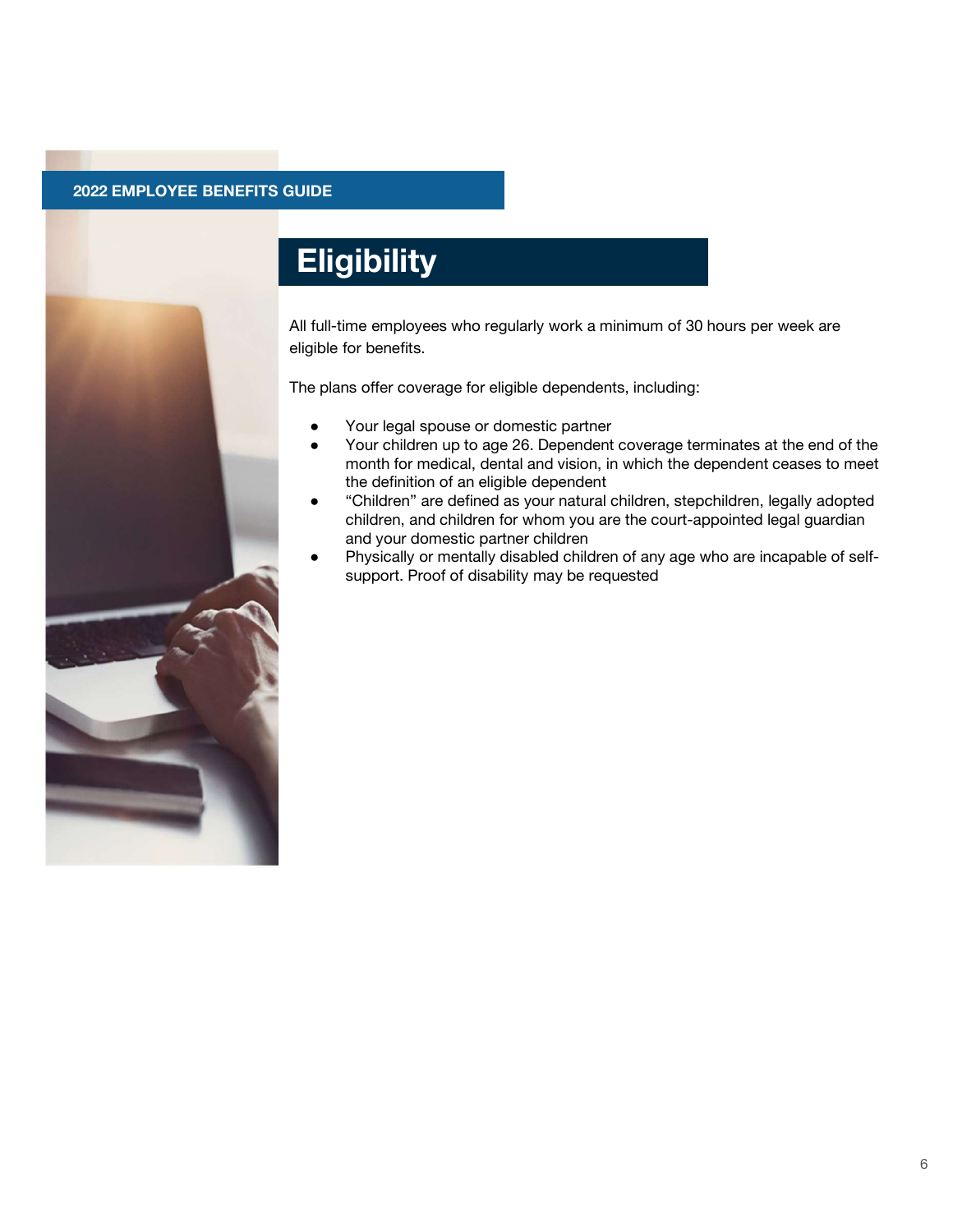# Eligibility

All full-time employees who regularly work a minimum of 30 hours per week are eligible for benefits.

The plans offer coverage for eligible dependents, including:

- Your legal spouse or domestic partner
- Your children up to age 26. Dependent coverage terminates at the end of the month for medical, dental and vision, in which the dependent ceases to meet the definition of an eligible dependent
- "Children" are defined as your natural children, stepchildren, legally adopted children, and children for whom you are the court-appointed legal guardian and your domestic partner children
- Physically or mentally disabled children of any age who are incapable of self-support. Proof of disability may be requested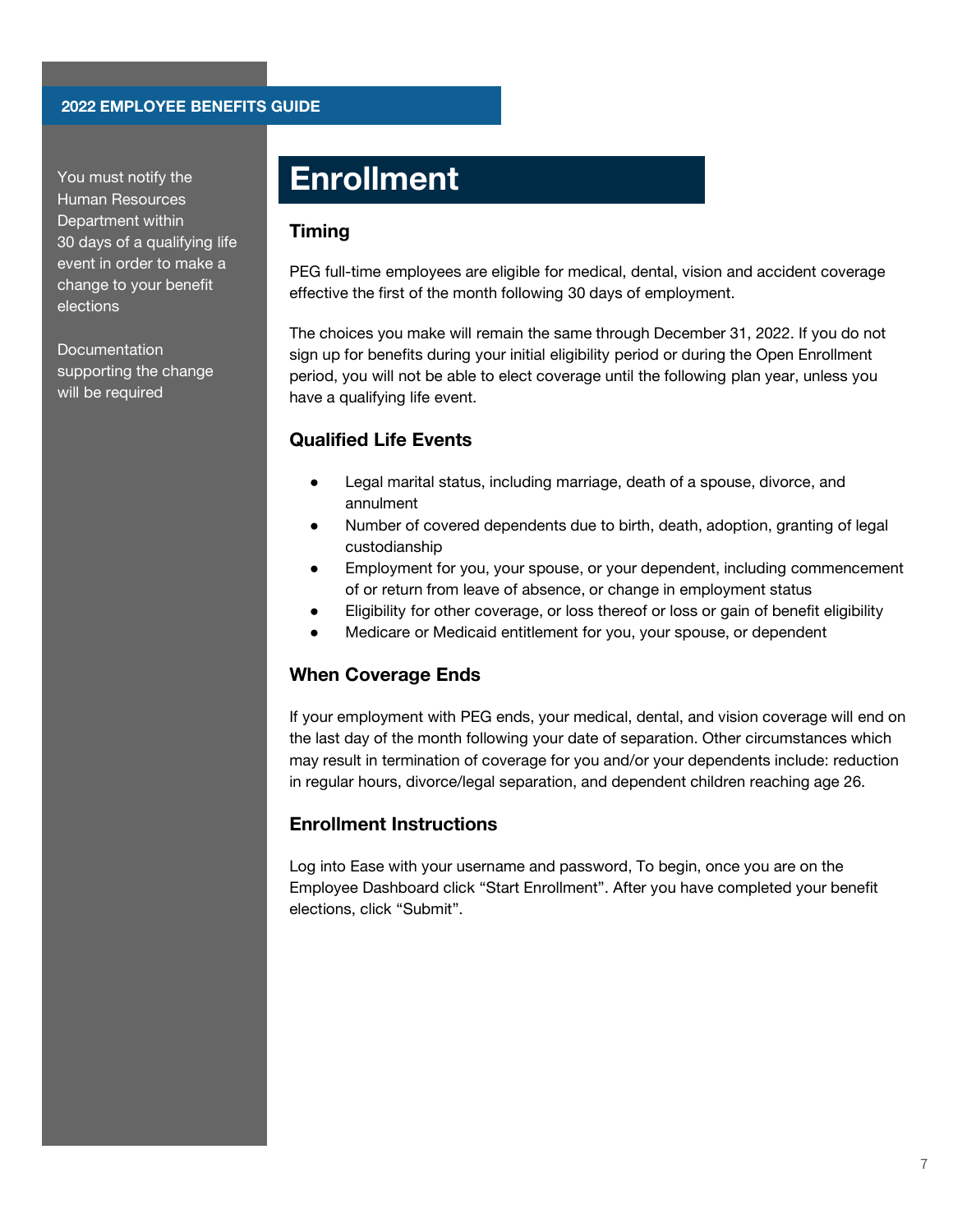# Enrollment

You must notify the Human Resources Department within 30 days of a qualifying life event in order to make a change to your benefit elections

Documentation supporting the change will be required

## Timing

PEG full-time employees are eligible for medical, dental, vision and accident coverage effective the first of the month following 30 days of employment.

The choices you make will remain the same through December 31, 2022. If you do not sign up for benefits during your initial eligibility period or during the Open Enrollment period, you will not be able to elect coverage until the following plan year, unless you have a qualifying life event.

## Qualified Life Events

- Legal marital status, including marriage, death of a spouse, divorce, and annulment
- Number of covered dependents due to birth, death, adoption, granting of legal custodianship
- Employment for you, your spouse, or your dependent, including commencement of or return from leave of absence, or change in employment status
- Eligibility for other coverage, or loss thereof or loss or gain of benefit eligibility
- Medicare or Medicaid entitlement for you, your spouse, or dependent

## When Coverage Ends

If your employment with PEG ends, your medical, dental, and vision coverage will end on the last day of the month following your date of separation. Other circumstances which may result in termination of coverage for you and/or your dependents include: reduction in regular hours, divorce/legal separation, and dependent children reaching age 26.

## Enrollment Instructions

Log into Ease with your username and password, To begin, once you are on the Employee Dashboard click “Start Enrollment”. After you have completed your benefit elections, click “Submit”.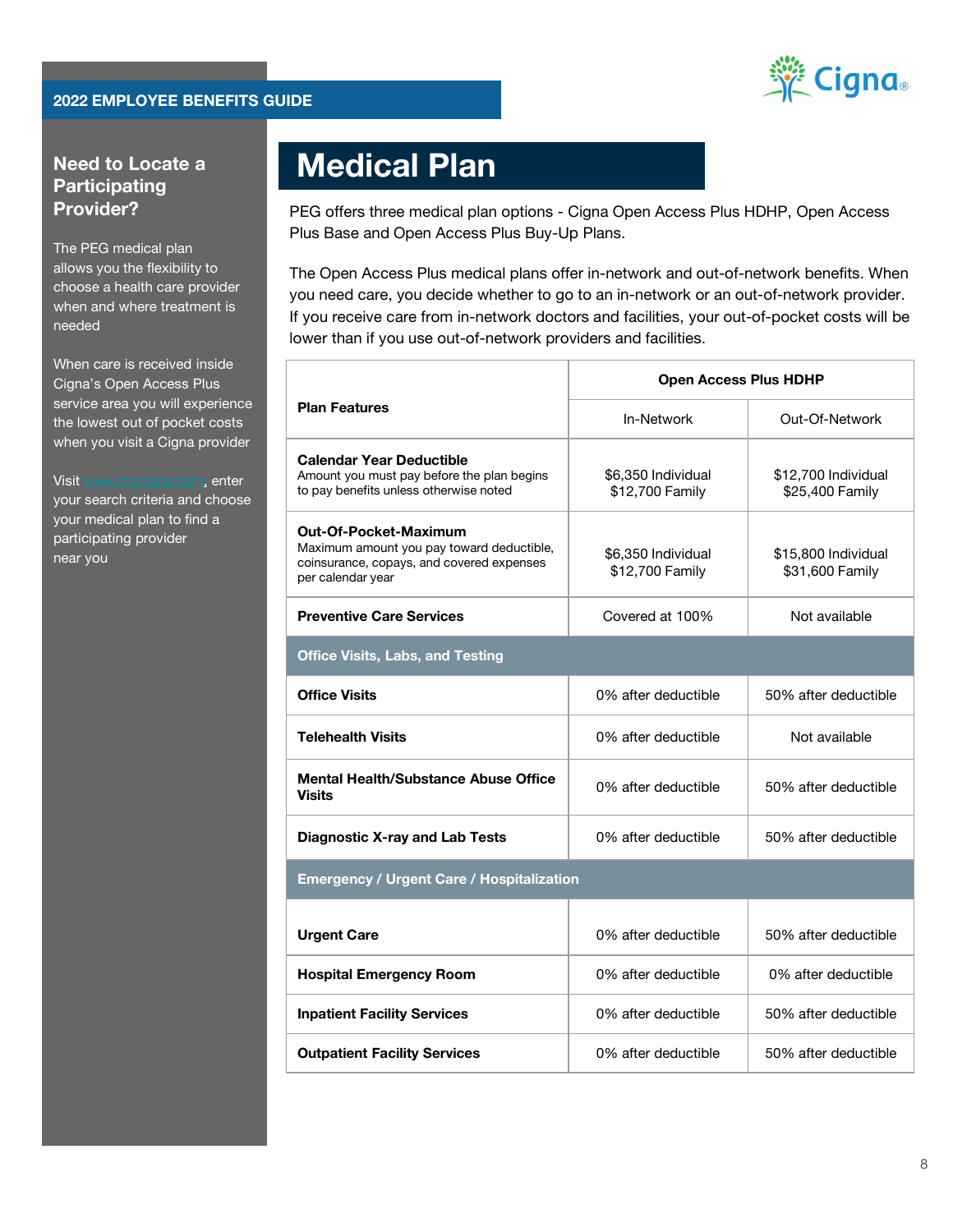## Need to Locate a Participating Provider?

The PEG medical plan allows you the flexibility to choose a health care provider when and where treatment is needed

When care is received inside Cigna's Open Access Plus service area you will experience the lowest out of pocket costs when you visit a Cigna provider

Visit www.mycigna.com, enter your search criteria and choose your medical plan to find a participating provider near you

# Medical Plan

PEG offers three medical plan options - Cigna Open Access Plus HDHP, Open Access Plus Base and Open Access Plus Buy-Up Plans.

The Open Access Plus medical plans offer in-network and out-of-network benefits. When you need care, you decide whether to go to an in-network or an out-of-network provider. If you receive care from in-network doctors and facilities, your out-of-pocket costs will be lower than if you use out-of-network providers and facilities.

| Plan Features | Open Access Plus HDHP | |
|---|---|---|
| | In-Network | Out-Of-Network |
| **Calendar Year Deductible**<br>Amount you must pay before the plan begins to pay benefits unless otherwise noted | $6,350 Individual<br>$12,700 Family | $12,700 Individual<br>$25,400 Family |
| **Out-Of-Pocket-Maximum**<br>Maximum amount you pay toward deductible, coinsurance, copays, and covered expenses per calendar year | $6,350 Individual<br>$12,700 Family | $15,800 Individual<br>$31,600 Family |
| **Preventive Care Services** | Covered at 100% | Not available |
| **Office Visits, Labs, and Testing** | | |
| **Office Visits** | 0% after deductible | 50% after deductible |
| **Telehealth Visits** | 0% after deductible | Not available |
| **Mental Health/Substance Abuse Office Visits** | 0% after deductible | 50% after deductible |
| **Diagnostic X-ray and Lab Tests** | 0% after deductible | 50% after deductible |
| **Emergency / Urgent Care / Hospitalization** | | |
| **Urgent Care** | 0% after deductible | 50% after deductible |
| **Hospital Emergency Room** | 0% after deductible | 0% after deductible |
| **Inpatient Facility Services** | 0% after deductible | 50% after deductible |
| **Outpatient Facility Services** | 0% after deductible | 50% after deductible |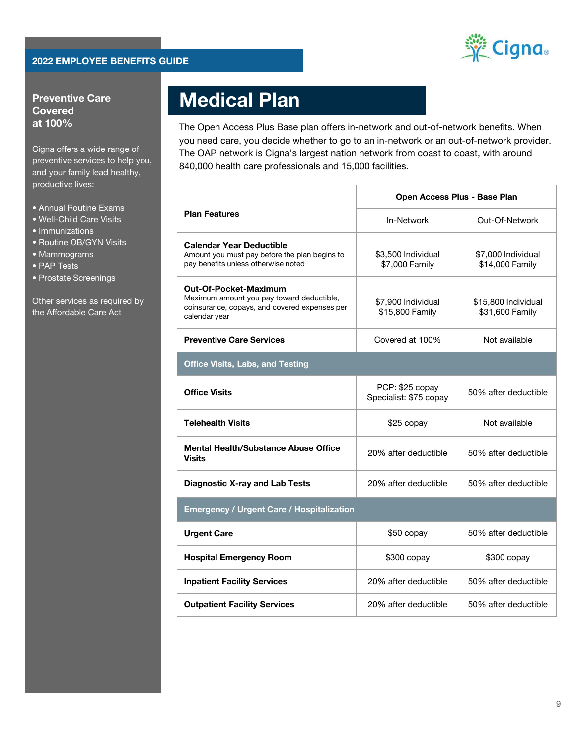## Preventive Care Covered at 100%

Cigna offers a wide range of preventive services to help you, and your family lead healthy, productive lives:

- Annual Routine Exams
- Well-Child Care Visits
- Immunizations
- Routine OB/GYN Visits
- Mammograms
- PAP Tests
- Prostate Screenings

Other services as required by the Affordable Care Act

# Medical Plan

The Open Access Plus Base plan offers in-network and out-of-network benefits. When you need care, you decide whether to go to an in-network or an out-of-network provider. The OAP network is Cigna's largest nation network from coast to coast, with around 840,000 health care professionals and 15,000 facilities.

| Plan Features | Open Access Plus - Base Plan | |
|---|---|---|
| | In-Network | Out-Of-Network |
| **Calendar Year Deductible** Amount you must pay before the plan begins to pay benefits unless otherwise noted | $3,500 Individual<br>$7,000 Family | $7,000 Individual<br>$14,000 Family |
| **Out-Of-Pocket-Maximum** Maximum amount you pay toward deductible, coinsurance, copays, and covered expenses per calendar year | $7,900 Individual<br>$15,800 Family | $15,800 Individual<br>$31,600 Family |
| **Preventive Care Services** | Covered at 100% | Not available |
| **Office Visits, Labs, and Testing** | | |
| **Office Visits** | PCP: $25 copay<br>Specialist: $75 copay | 50% after deductible |
| **Telehealth Visits** | $25 copay | Not available |
| **Mental Health/Substance Abuse Office Visits** | 20% after deductible | 50% after deductible |
| **Diagnostic X-ray and Lab Tests** | 20% after deductible | 50% after deductible |
| **Emergency / Urgent Care / Hospitalization** | | |
| **Urgent Care** | $50 copay | 50% after deductible |
| **Hospital Emergency Room** | $300 copay | $300 copay |
| **Inpatient Facility Services** | 20% after deductible | 50% after deductible |
| **Outpatient Facility Services** | 20% after deductible | 50% after deductible |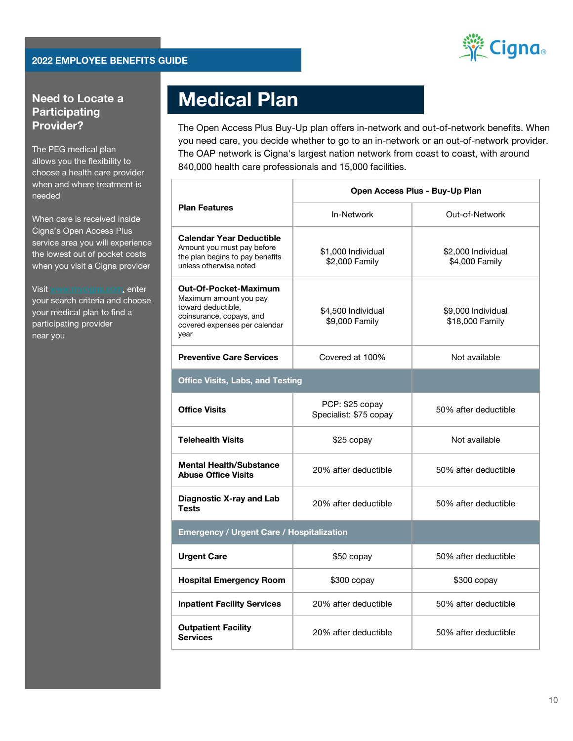2022 EMPLOYEE BENEFITS GUIDE

## Need to Locate a Participating Provider?

The PEG medical plan allows you the flexibility to choose a health care provider when and where treatment is needed

When care is received inside Cigna's Open Access Plus service area you will experience the lowest out of pocket costs when you visit a Cigna provider

Visit www.mycigna.com, enter your search criteria and choose your medical plan to find a participating provider near you

# Medical Plan

The Open Access Plus Buy-Up plan offers in-network and out-of-network benefits. When you need care, you decide whether to go to an in-network or an out-of-network provider. The OAP network is Cigna's largest nation network from coast to coast, with around 840,000 health care professionals and 15,000 facilities.

| **Plan Features** | **Open Access Plus - Buy-Up Plan** | |
|---|---|---|
| | In-Network | Out-of-Network |
| **Calendar Year Deductible** Amount you must pay before the plan begins to pay benefits unless otherwise noted | $1,000 Individual<br>$2,000 Family | $2,000 Individual<br>$4,000 Family |
| **Out-Of-Pocket-Maximum** Maximum amount you pay toward deductible, coinsurance, copays, and covered expenses per calendar year | $4,500 Individual<br>$9,000 Family | $9,000 Individual<br>$18,000 Family |
| **Preventive Care Services** | Covered at 100% | Not available |
| **Office Visits, Labs, and Testing** | | |
| **Office Visits** | PCP: $25 copay<br>Specialist: $75 copay | 50% after deductible |
| **Telehealth Visits** | $25 copay | Not available |
| **Mental Health/Substance Abuse Office Visits** | 20% after deductible | 50% after deductible |
| **Diagnostic X-ray and Lab Tests** | 20% after deductible | 50% after deductible |
| **Emergency / Urgent Care / Hospitalization** | | |
| **Urgent Care** | $50 copay | 50% after deductible |
| **Hospital Emergency Room** | $300 copay | $300 copay |
| **Inpatient Facility Services** | 20% after deductible | 50% after deductible |
| **Outpatient Facility Services** | 20% after deductible | 50% after deductible |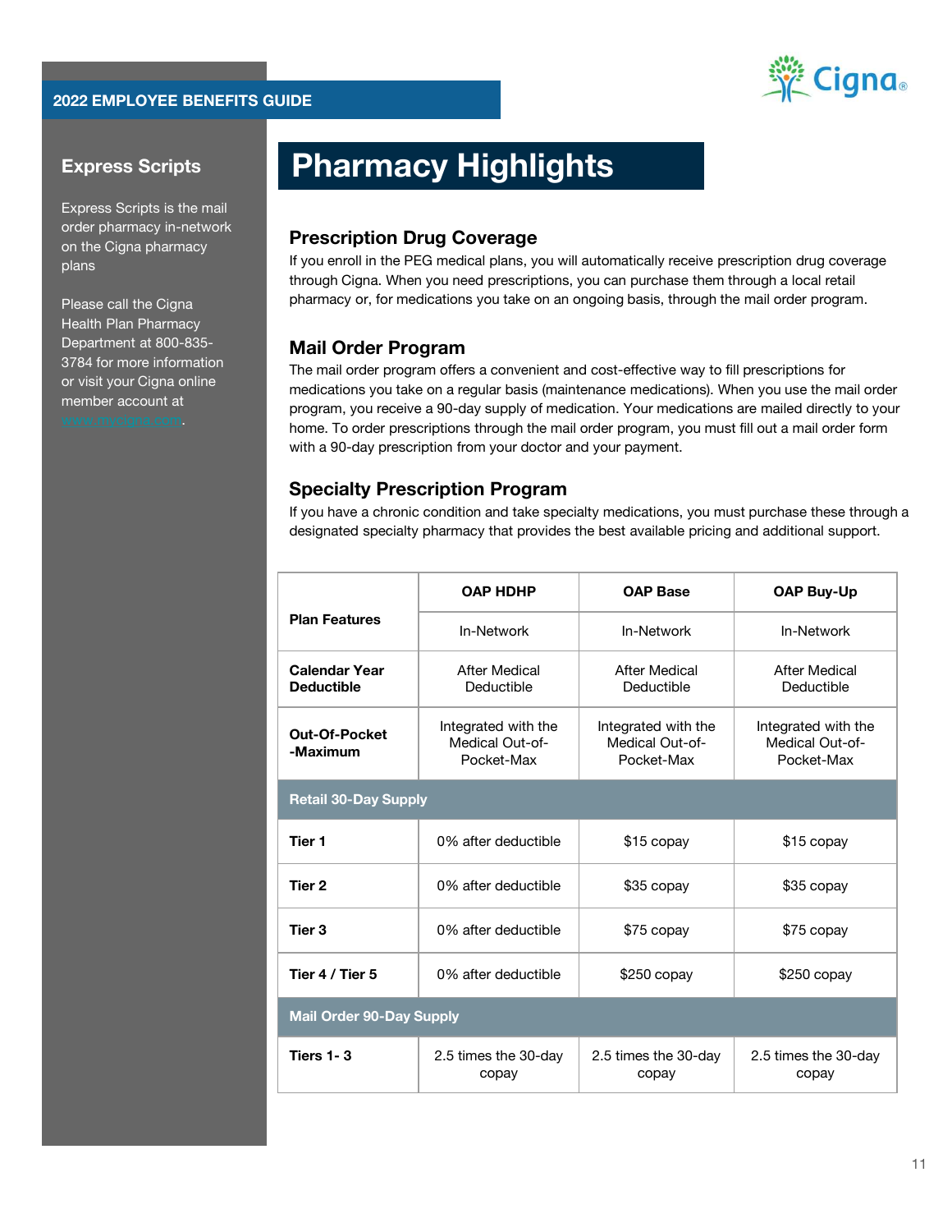# Pharmacy Highlights

## Express Scripts

Express Scripts is the mail order pharmacy in-network on the Cigna pharmacy plans

Please call the Cigna Health Plan Pharmacy Department at 800-835-3784 for more information or visit your Cigna online member account at www.mycigna.com.

## Prescription Drug Coverage

If you enroll in the PEG medical plans, you will automatically receive prescription drug coverage through Cigna. When you need prescriptions, you can purchase them through a local retail pharmacy or, for medications you take on an ongoing basis, through the mail order program.

## Mail Order Program

The mail order program offers a convenient and cost-effective way to fill prescriptions for medications you take on a regular basis (maintenance medications). When you use the mail order program, you receive a 90-day supply of medication. Your medications are mailed directly to your home. To order prescriptions through the mail order program, you must fill out a mail order form with a 90-day prescription from your doctor and your payment.

## Specialty Prescription Program

If you have a chronic condition and take specialty medications, you must purchase these through a designated specialty pharmacy that provides the best available pricing and additional support.

| Plan Features | OAP HDHP | OAP Base | OAP Buy-Up |
|---|---|---|---|
| | In-Network | In-Network | In-Network |
| **Calendar Year Deductible** | After Medical Deductible | After Medical Deductible | After Medical Deductible |
| **Out-Of-Pocket -Maximum** | Integrated with the Medical Out-of-Pocket-Max | Integrated with the Medical Out-of-Pocket-Max | Integrated with the Medical Out-of-Pocket-Max |
| **Retail 30-Day Supply** | | | |
| **Tier 1** | 0% after deductible | $15 copay | $15 copay |
| **Tier 2** | 0% after deductible | $35 copay | $35 copay |
| **Tier 3** | 0% after deductible | $75 copay | $75 copay |
| **Tier 4 / Tier 5** | 0% after deductible | $250 copay | $250 copay |
| **Mail Order 90-Day Supply** | | | |
| **Tiers 1- 3** | 2.5 times the 30-day copay | 2.5 times the 30-day copay | 2.5 times the 30-day copay |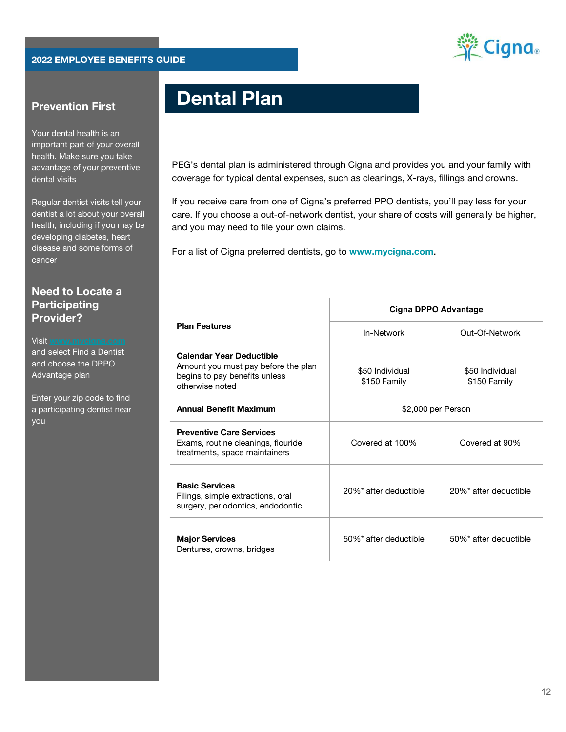## Prevention First

Your dental health is an important part of your overall health. Make sure you take advantage of your preventive dental visits

Regular dentist visits tell your dentist a lot about your overall health, including if you may be developing diabetes, heart disease and some forms of cancer

## Need to Locate a Participating Provider?

Visit www.mycigna.com and select Find a Dentist and choose the DPPO Advantage plan

Enter your zip code to find a participating dentist near you

# Dental Plan

PEG's dental plan is administered through Cigna and provides you and your family with coverage for typical dental expenses, such as cleanings, X-rays, fillings and crowns.

If you receive care from one of Cigna's preferred PPO dentists, you'll pay less for your care. If you choose a out-of-network dentist, your share of costs will generally be higher, and you may need to file your own claims.

For a list of Cigna preferred dentists, go to **www.mycigna.com**.

| Plan Features | Cigna DPPO Advantage | |
|---|---|---|
| | In-Network | Out-Of-Network |
| **Calendar Year Deductible** Amount you must pay before the plan begins to pay benefits unless otherwise noted | $50 Individual $150 Family | $50 Individual $150 Family |
| **Annual Benefit Maximum** | $2,000 per Person | |
| **Preventive Care Services** Exams, routine cleanings, flouride treatments, space maintainers | Covered at 100% | Covered at 90% |
| **Basic Services** Filings, simple extractions, oral surgery, periodontics, endodontic | 20%* after deductible | 20%* after deductible |
| **Major Services** Dentures, crowns, bridges | 50%* after deductible | 50%* after deductible |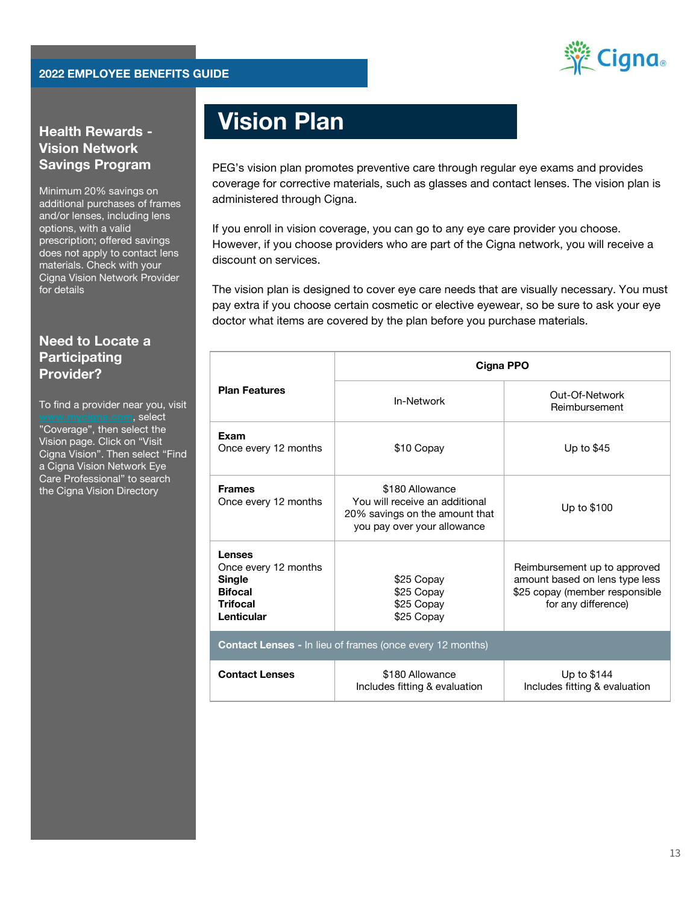# Vision Plan

PEG's vision plan promotes preventive care through regular eye exams and provides coverage for corrective materials, such as glasses and contact lenses. The vision plan is administered through Cigna.

If you enroll in vision coverage, you can go to any eye care provider you choose. However, if you choose providers who are part of the Cigna network, you will receive a discount on services.

The vision plan is designed to cover eye care needs that are visually necessary. You must pay extra if you choose certain cosmetic or elective eyewear, so be sure to ask your eye doctor what items are covered by the plan before you purchase materials.

| Plan Features | Cigna PPO | |
|---|---|---|
| | In-Network | Out-Of-Network Reimbursement |
| **Exam** Once every 12 months | $10 Copay | Up to $45 |
| **Frames** Once every 12 months | $180 Allowance You will receive an additional 20% savings on the amount that you pay over your allowance | Up to $100 |
| **Lenses** Once every 12 months **Single** **Bifocal** **Trifocal** **Lenticular** | $25 Copay $25 Copay $25 Copay $25 Copay | Reimbursement up to approved amount based on lens type less $25 copay (member responsible for any difference) |
| **Contact Lenses -** In lieu of frames (once every 12 months) | | |
| **Contact Lenses** | $180 Allowance Includes fitting & evaluation | Up to $144 Includes fitting & evaluation |

## Health Rewards - Vision Network Savings Program

Minimum 20% savings on additional purchases of frames and/or lenses, including lens options, with a valid prescription; offered savings does not apply to contact lens materials. Check with your Cigna Vision Network Provider for details

## Need to Locate a Participating Provider?

To find a provider near you, visit www.mycigna.com, select "Coverage", then select the Vision page. Click on "Visit Cigna Vision". Then select "Find a Cigna Vision Network Eye Care Professional" to search the Cigna Vision Directory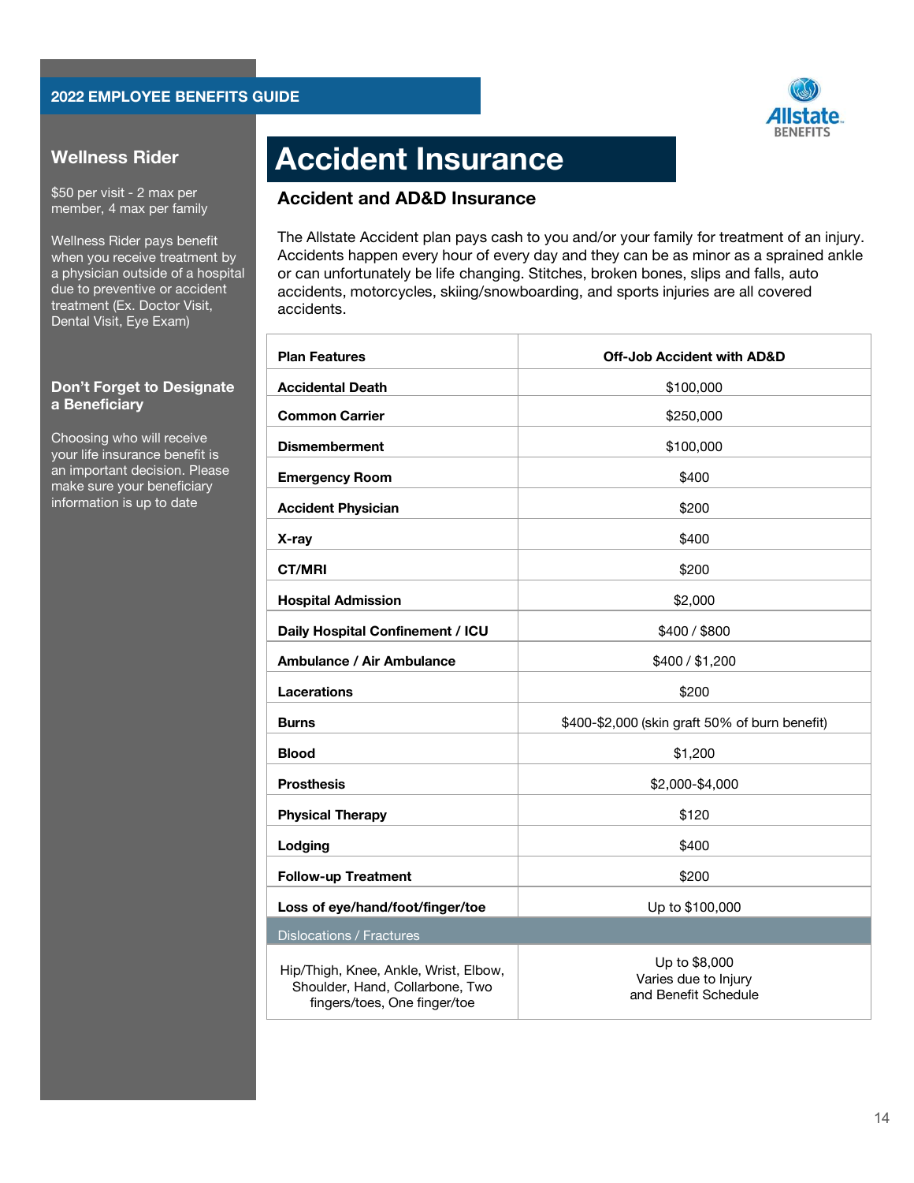## Wellness Rider

$50 per visit - 2 max per member, 4 max per family

Wellness Rider pays benefit when you receive treatment by a physician outside of a hospital due to preventive or accident treatment (Ex. Doctor Visit, Dental Visit, Eye Exam)

## Don't Forget to Designate a Beneficiary

Choosing who will receive your life insurance benefit is an important decision. Please make sure your beneficiary information is up to date

# Accident Insurance

## Accident and AD&D Insurance

The Allstate Accident plan pays cash to you and/or your family for treatment of an injury. Accidents happen every hour of every day and they can be as minor as a sprained ankle or can unfortunately be life changing. Stitches, broken bones, slips and falls, auto accidents, motorcycles, skiing/snowboarding, and sports injuries are all covered accidents.

| Plan Features | Off-Job Accident with AD&D |
|---|---|
| **Accidental Death** | $100,000 |
| **Common Carrier** | $250,000 |
| **Dismemberment** | $100,000 |
| **Emergency Room** | $400 |
| **Accident Physician** | $200 |
| **X-ray** | $400 |
| **CT/MRI** | $200 |
| **Hospital Admission** | $2,000 |
| **Daily Hospital Confinement / ICU** | $400 / $800 |
| **Ambulance / Air Ambulance** | $400 / $1,200 |
| **Lacerations** | $200 |
| **Burns** | $400-$2,000 (skin graft 50% of burn benefit) |
| **Blood** | $1,200 |
| **Prosthesis** | $2,000-$4,000 |
| **Physical Therapy** | $120 |
| **Lodging** | $400 |
| **Follow-up Treatment** | $200 |
| **Loss of eye/hand/foot/finger/toe** | Up to $100,000 |
| Dislocations / Fractures | |
| Hip/Thigh, Knee, Ankle, Wrist, Elbow, Shoulder, Hand, Collarbone, Two fingers/toes, One finger/toe | Up to $8,000 Varies due to Injury and Benefit Schedule |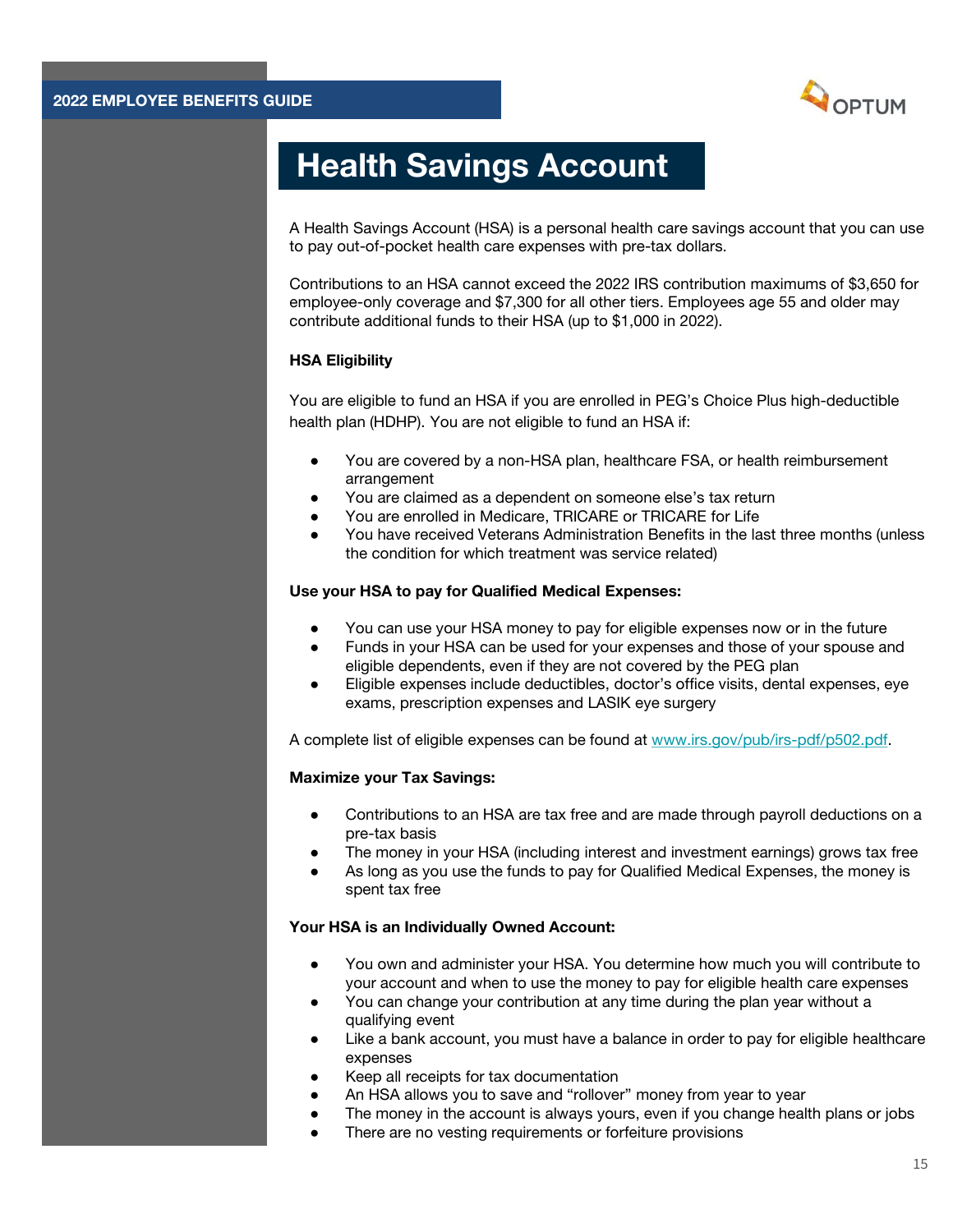# Health Savings Account

A Health Savings Account (HSA) is a personal health care savings account that you can use to pay out-of-pocket health care expenses with pre-tax dollars.

Contributions to an HSA cannot exceed the 2022 IRS contribution maximums of $3,650 for employee-only coverage and $7,300 for all other tiers. Employees age 55 and older may contribute additional funds to their HSA (up to $1,000 in 2022).

**HSA Eligibility**

You are eligible to fund an HSA if you are enrolled in PEG's Choice Plus high-deductible health plan (HDHP). You are not eligible to fund an HSA if:

- You are covered by a non-HSA plan, healthcare FSA, or health reimbursement arrangement
- You are claimed as a dependent on someone else's tax return
- You are enrolled in Medicare, TRICARE or TRICARE for Life
- You have received Veterans Administration Benefits in the last three months (unless the condition for which treatment was service related)

**Use your HSA to pay for Qualified Medical Expenses:**

- You can use your HSA money to pay for eligible expenses now or in the future
- Funds in your HSA can be used for your expenses and those of your spouse and eligible dependents, even if they are not covered by the PEG plan
- Eligible expenses include deductibles, doctor's office visits, dental expenses, eye exams, prescription expenses and LASIK eye surgery

A complete list of eligible expenses can be found at www.irs.gov/pub/irs-pdf/p502.pdf.

**Maximize your Tax Savings:**

- Contributions to an HSA are tax free and are made through payroll deductions on a pre-tax basis
- The money in your HSA (including interest and investment earnings) grows tax free
- As long as you use the funds to pay for Qualified Medical Expenses, the money is spent tax free

**Your HSA is an Individually Owned Account:**

- You own and administer your HSA. You determine how much you will contribute to your account and when to use the money to pay for eligible health care expenses
- You can change your contribution at any time during the plan year without a qualifying event
- Like a bank account, you must have a balance in order to pay for eligible healthcare expenses
- Keep all receipts for tax documentation
- An HSA allows you to save and "rollover" money from year to year
- The money in the account is always yours, even if you change health plans or jobs
- There are no vesting requirements or forfeiture provisions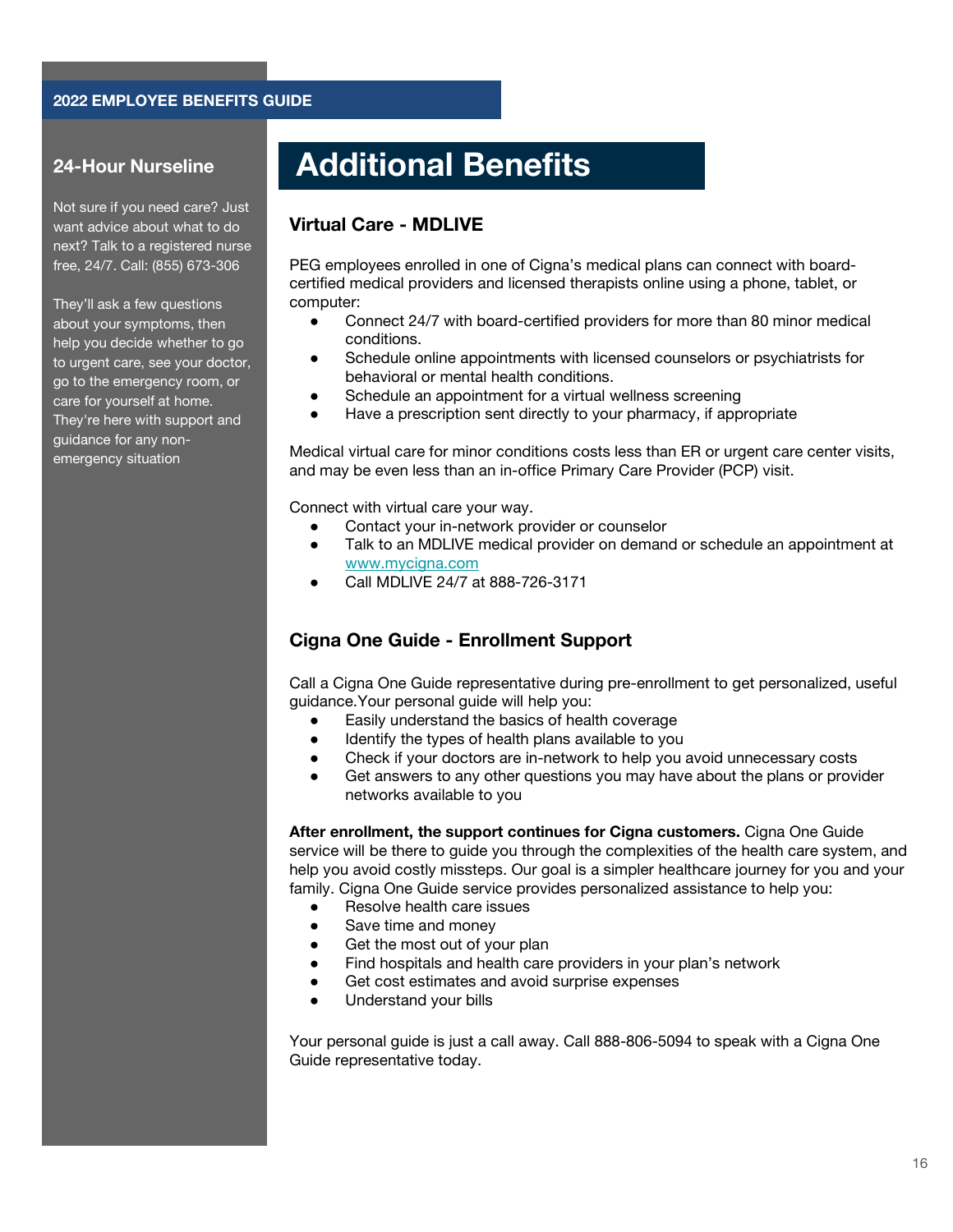## 24-Hour Nurseline

Not sure if you need care? Just want advice about what to do next? Talk to a registered nurse free, 24/7. Call: (855) 673-306

They'll ask a few questions about your symptoms, then help you decide whether to go to urgent care, see your doctor, go to the emergency room, or care for yourself at home. They're here with support and guidance for any non-emergency situation

# Additional Benefits

### Virtual Care - MDLIVE

PEG employees enrolled in one of Cigna's medical plans can connect with board-certified medical providers and licensed therapists online using a phone, tablet, or computer:

- Connect 24/7 with board-certified providers for more than 80 minor medical conditions.
- Schedule online appointments with licensed counselors or psychiatrists for behavioral or mental health conditions.
- Schedule an appointment for a virtual wellness screening
- Have a prescription sent directly to your pharmacy, if appropriate

Medical virtual care for minor conditions costs less than ER or urgent care center visits, and may be even less than an in-office Primary Care Provider (PCP) visit.

Connect with virtual care your way.

- Contact your in-network provider or counselor
- Talk to an MDLIVE medical provider on demand or schedule an appointment at www.mycigna.com
- Call MDLIVE 24/7 at 888-726-3171

### Cigna One Guide - Enrollment Support

Call a Cigna One Guide representative during pre-enrollment to get personalized, useful guidance.Your personal guide will help you:

- Easily understand the basics of health coverage
- Identify the types of health plans available to you
- Check if your doctors are in-network to help you avoid unnecessary costs
- Get answers to any other questions you may have about the plans or provider networks available to you

**After enrollment, the support continues for Cigna customers.** Cigna One Guide service will be there to guide you through the complexities of the health care system, and help you avoid costly missteps. Our goal is a simpler healthcare journey for you and your family. Cigna One Guide service provides personalized assistance to help you:

- Resolve health care issues
- Save time and money
- Get the most out of your plan
- Find hospitals and health care providers in your plan's network
- Get cost estimates and avoid surprise expenses
- Understand your bills

Your personal guide is just a call away. Call 888-806-5094 to speak with a Cigna One Guide representative today.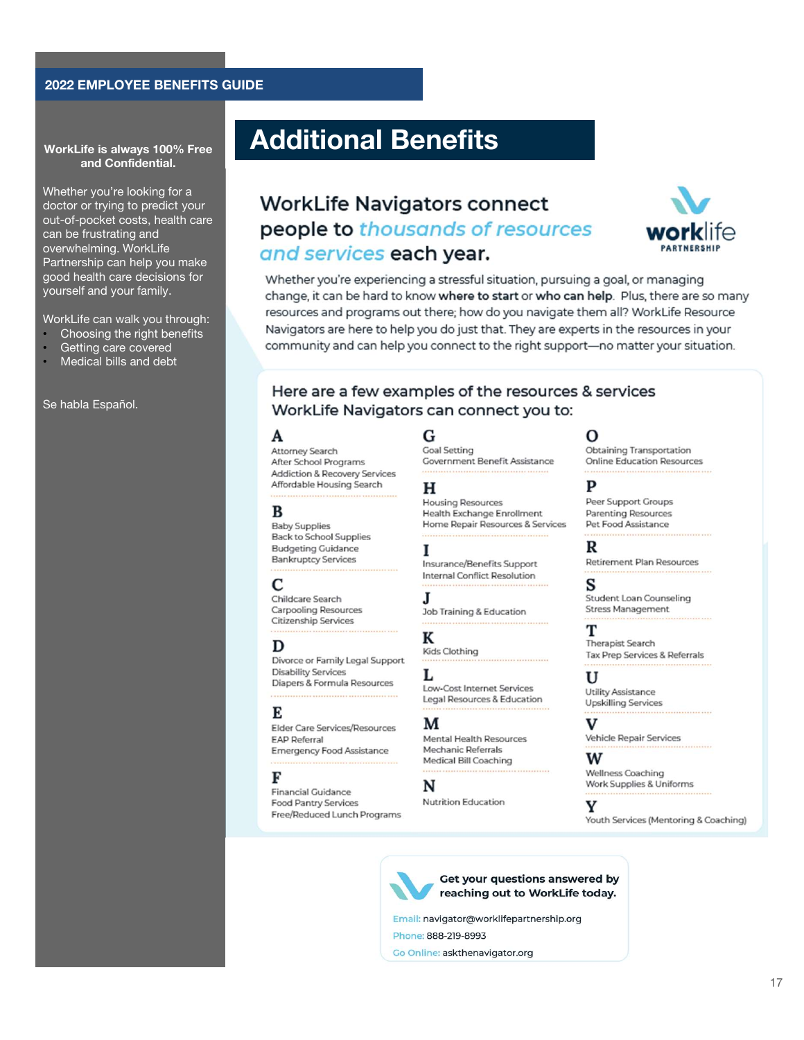# Additional Benefits

**WorkLife is always 100% Free and Confidential.**

Whether you're looking for a doctor or trying to predict your out-of-pocket costs, health care can be frustrating and overwhelming. WorkLife Partnership can help you make good health care decisions for yourself and your family.

WorkLife can walk you through:

- Choosing the right benefits
- Getting care covered
- Medical bills and debt

Se habla Español.

## WorkLife Navigators connect people to *thousands of resources and services* each year.

worklife PARTNERSHIP

Whether you're experiencing a stressful situation, pursuing a goal, or managing change, it can be hard to know **where to start** or **who can help**. Plus, there are so many resources and programs out there; how do you navigate them all? WorkLife Resource Navigators are here to help you do just that. They are experts in the resources in your community and can help you connect to the right support—no matter your situation.

### Here are a few examples of the resources & services WorkLife Navigators can connect you to:

**A**
Attorney Search
After School Programs
Addiction & Recovery Services
Affordable Housing Search

**B**
Baby Supplies
Back to School Supplies
Budgeting Guidance
Bankruptcy Services

**C**
Childcare Search
Carpooling Resources
Citizenship Services

**D**
Divorce or Family Legal Support
Disability Services
Diapers & Formula Resources

**E**
Elder Care Services/Resources
EAP Referral
Emergency Food Assistance

**F**
Financial Guidance
Food Pantry Services
Free/Reduced Lunch Programs

**G**
Goal Setting
Government Benefit Assistance

**H**
Housing Resources
Health Exchange Enrollment
Home Repair Resources & Services

**I**
Insurance/Benefits Support
Internal Conflict Resolution

**J**
Job Training & Education

**K**
Kids Clothing

**L**
Low-Cost Internet Services
Legal Resources & Education

**M**
Mental Health Resources
Mechanic Referrals
Medical Bill Coaching

**N**
Nutrition Education

**O**
Obtaining Transportation
Online Education Resources

**P**
Peer Support Groups
Parenting Resources
Pet Food Assistance

**R**
Retirement Plan Resources

**S**
Student Loan Counseling
Stress Management

**T**
Therapist Search
Tax Prep Services & Referrals

**U**
Utility Assistance
Upskilling Services

**V**
Vehicle Repair Services

**W**
Wellness Coaching
Work Supplies & Uniforms

**Y**
Youth Services (Mentoring & Coaching)

**Get your questions answered by reaching out to WorkLife today.**

Email: navigator@worklifepartnership.org
Phone: 888-219-8993
Go Online: askthenavigator.org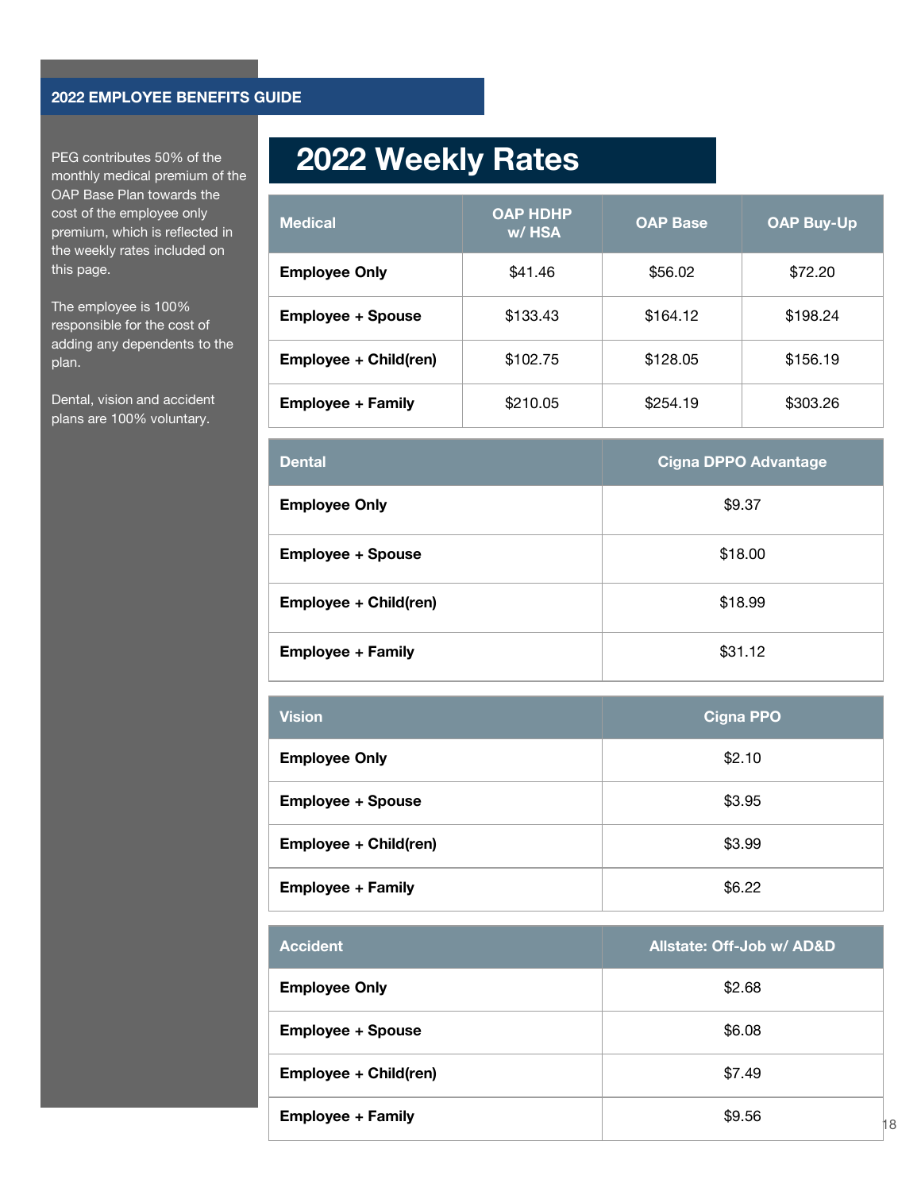# 2022 Weekly Rates

PEG contributes 50% of the monthly medical premium of the OAP Base Plan towards the cost of the employee only premium, which is reflected in the weekly rates included on this page.

The employee is 100% responsible for the cost of adding any dependents to the plan.

Dental, vision and accident plans are 100% voluntary.

| Medical | OAP HDHP w/ HSA | OAP Base | OAP Buy-Up |
|---|---|---|---|
| **Employee Only** | $41.46 | $56.02 | $72.20 |
| **Employee + Spouse** | $133.43 | $164.12 | $198.24 |
| **Employee + Child(ren)** | $102.75 | $128.05 | $156.19 |
| **Employee + Family** | $210.05 | $254.19 | $303.26 |

| Dental | Cigna DPPO Advantage |
|---|---|
| **Employee Only** | $9.37 |
| **Employee + Spouse** | $18.00 |
| **Employee + Child(ren)** | $18.99 |
| **Employee + Family** | $31.12 |

| Vision | Cigna PPO |
|---|---|
| **Employee Only** | $2.10 |
| **Employee + Spouse** | $3.95 |
| **Employee + Child(ren)** | $3.99 |
| **Employee + Family** | $6.22 |

| Accident | Allstate: Off-Job w/ AD&D |
|---|---|
| **Employee Only** | $2.68 |
| **Employee + Spouse** | $6.08 |
| **Employee + Child(ren)** | $7.49 |
| **Employee + Family** | $9.56 |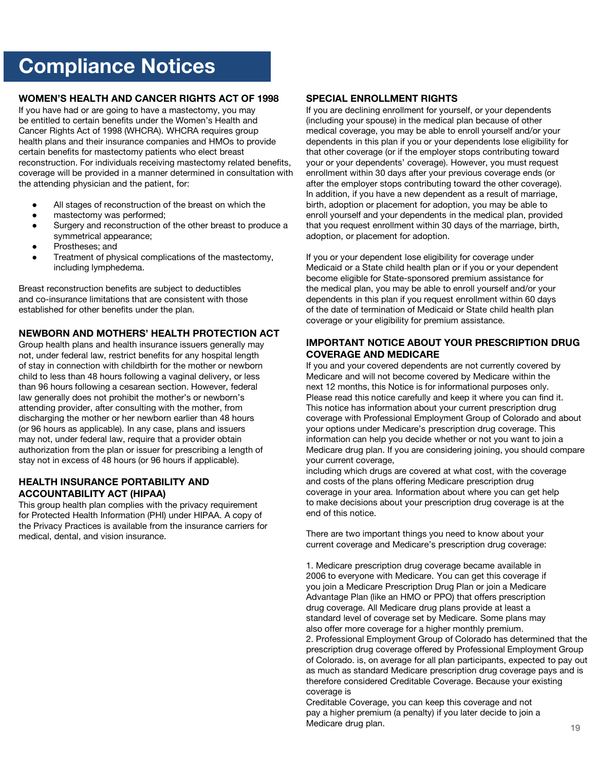# Compliance Notices

## WOMEN'S HEALTH AND CANCER RIGHTS ACT OF 1998

If you have had or are going to have a mastectomy, you may be entitled to certain benefits under the Women's Health and Cancer Rights Act of 1998 (WHCRA). WHCRA requires group health plans and their insurance companies and HMOs to provide certain benefits for mastectomy patients who elect breast reconstruction. For individuals receiving mastectomy related benefits, coverage will be provided in a manner determined in consultation with the attending physician and the patient, for:

- All stages of reconstruction of the breast on which the mastectomy was performed;
- Surgery and reconstruction of the other breast to produce a symmetrical appearance;
- Prostheses; and
- Treatment of physical complications of the mastectomy, including lymphedema.

Breast reconstruction benefits are subject to deductibles and co-insurance limitations that are consistent with those established for other benefits under the plan.

## NEWBORN AND MOTHERS' HEALTH PROTECTION ACT

Group health plans and health insurance issuers generally may not, under federal law, restrict benefits for any hospital length of stay in connection with childbirth for the mother or newborn child to less than 48 hours following a vaginal delivery, or less than 96 hours following a cesarean section. However, federal law generally does not prohibit the mother's or newborn's attending provider, after consulting with the mother, from discharging the mother or her newborn earlier than 48 hours (or 96 hours as applicable). In any case, plans and issuers may not, under federal law, require that a provider obtain authorization from the plan or issuer for prescribing a length of stay not in excess of 48 hours (or 96 hours if applicable).

## HEALTH INSURANCE PORTABILITY AND ACCOUNTABILITY ACT (HIPAA)

This group health plan complies with the privacy requirement for Protected Health Information (PHI) under HIPAA. A copy of the Privacy Practices is available from the insurance carriers for medical, dental, and vision insurance.

## SPECIAL ENROLLMENT RIGHTS

If you are declining enrollment for yourself, or your dependents (including your spouse) in the medical plan because of other medical coverage, you may be able to enroll yourself and/or your dependents in this plan if you or your dependents lose eligibility for that other coverage (or if the employer stops contributing toward your or your dependents' coverage). However, you must request enrollment within 30 days after your previous coverage ends (or after the employer stops contributing toward the other coverage). In addition, if you have a new dependent as a result of marriage, birth, adoption or placement for adoption, you may be able to enroll yourself and your dependents in the medical plan, provided that you request enrollment within 30 days of the marriage, birth, adoption, or placement for adoption.

If you or your dependent lose eligibility for coverage under Medicaid or a State child health plan or if you or your dependent become eligible for State-sponsored premium assistance for the medical plan, you may be able to enroll yourself and/or your dependents in this plan if you request enrollment within 60 days of the date of termination of Medicaid or State child health plan coverage or your eligibility for premium assistance.

## IMPORTANT NOTICE ABOUT YOUR PRESCRIPTION DRUG COVERAGE AND MEDICARE

If you and your covered dependents are not currently covered by Medicare and will not become covered by Medicare within the next 12 months, this Notice is for informational purposes only. Please read this notice carefully and keep it where you can find it. This notice has information about your current prescription drug coverage with Professional Employment Group of Colorado and about your options under Medicare's prescription drug coverage. This information can help you decide whether or not you want to join a Medicare drug plan. If you are considering joining, you should compare your current coverage, including which drugs are covered at what cost, with the coverage and costs of the plans offering Medicare prescription drug coverage in your area. Information about where you can get help to make decisions about your prescription drug coverage is at the end of this notice.

There are two important things you need to know about your current coverage and Medicare's prescription drug coverage:

1. Medicare prescription drug coverage became available in 2006 to everyone with Medicare. You can get this coverage if you join a Medicare Prescription Drug Plan or join a Medicare Advantage Plan (like an HMO or PPO) that offers prescription drug coverage. All Medicare drug plans provide at least a standard level of coverage set by Medicare. Some plans may also offer more coverage for a higher monthly premium.
2. Professional Employment Group of Colorado has determined that the prescription drug coverage offered by Professional Employment Group of Colorado. is, on average for all plan participants, expected to pay out as much as standard Medicare prescription drug coverage pays and is therefore considered Creditable Coverage. Because your existing coverage is Creditable Coverage, you can keep this coverage and not pay a higher premium (a penalty) if you later decide to join a Medicare drug plan.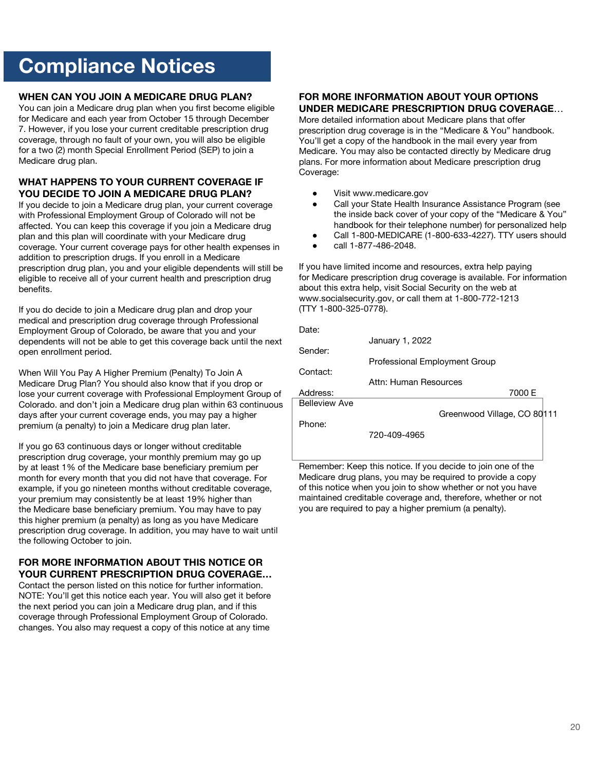# Compliance Notices

### WHEN CAN YOU JOIN A MEDICARE DRUG PLAN?

You can join a Medicare drug plan when you first become eligible for Medicare and each year from October 15 through December 7. However, if you lose your current creditable prescription drug coverage, through no fault of your own, you will also be eligible for a two (2) month Special Enrollment Period (SEP) to join a Medicare drug plan.

### WHAT HAPPENS TO YOUR CURRENT COVERAGE IF YOU DECIDE TO JOIN A MEDICARE DRUG PLAN?

If you decide to join a Medicare drug plan, your current coverage with Professional Employment Group of Colorado will not be affected. You can keep this coverage if you join a Medicare drug plan and this plan will coordinate with your Medicare drug coverage. Your current coverage pays for other health expenses in addition to prescription drugs. If you enroll in a Medicare prescription drug plan, you and your eligible dependents will still be eligible to receive all of your current health and prescription drug benefits.

If you do decide to join a Medicare drug plan and drop your medical and prescription drug coverage through Professional Employment Group of Colorado, be aware that you and your dependents will not be able to get this coverage back until the next open enrollment period.

When Will You Pay A Higher Premium (Penalty) To Join A Medicare Drug Plan? You should also know that if you drop or lose your current coverage with Professional Employment Group of Colorado. and don't join a Medicare drug plan within 63 continuous days after your current coverage ends, you may pay a higher premium (a penalty) to join a Medicare drug plan later.

If you go 63 continuous days or longer without creditable prescription drug coverage, your monthly premium may go up by at least 1% of the Medicare base beneficiary premium per month for every month that you did not have that coverage. For example, if you go nineteen months without creditable coverage, your premium may consistently be at least 19% higher than the Medicare base beneficiary premium. You may have to pay this higher premium (a penalty) as long as you have Medicare prescription drug coverage. In addition, you may have to wait until the following October to join.

### FOR MORE INFORMATION ABOUT THIS NOTICE OR YOUR CURRENT PRESCRIPTION DRUG COVERAGE…

Contact the person listed on this notice for further information. NOTE: You'll get this notice each year. You will also get it before the next period you can join a Medicare drug plan, and if this coverage through Professional Employment Group of Colorado. changes. You also may request a copy of this notice at any time

### FOR MORE INFORMATION ABOUT YOUR OPTIONS UNDER MEDICARE PRESCRIPTION DRUG COVERAGE…

More detailed information about Medicare plans that offer prescription drug coverage is in the "Medicare & You" handbook. You'll get a copy of the handbook in the mail every year from Medicare. You may also be contacted directly by Medicare drug plans. For more information about Medicare prescription drug Coverage:

- Visit www.medicare.gov
- Call your State Health Insurance Assistance Program (see the inside back cover of your copy of the "Medicare & You" handbook for their telephone number) for personalized help
- Call 1-800-MEDICARE (1-800-633-4227). TTY users should
- call 1-877-486-2048.

If you have limited income and resources, extra help paying for Medicare prescription drug coverage is available. For information about this extra help, visit Social Security on the web at www.socialsecurity.gov, or call them at 1-800-772-1213 (TTY 1-800-325-0778).

| | |
|---|---|
| Date: | January 1, 2022 |
| Sender: | Professional Employment Group |
| Contact: | Attn: Human Resources |
| Address: | 7000 E Belleview Ave Greenwood Village, CO 80111 |
| Phone: | 720-409-4965 |

Remember: Keep this notice. If you decide to join one of the Medicare drug plans, you may be required to provide a copy of this notice when you join to show whether or not you have maintained creditable coverage and, therefore, whether or not you are required to pay a higher premium (a penalty).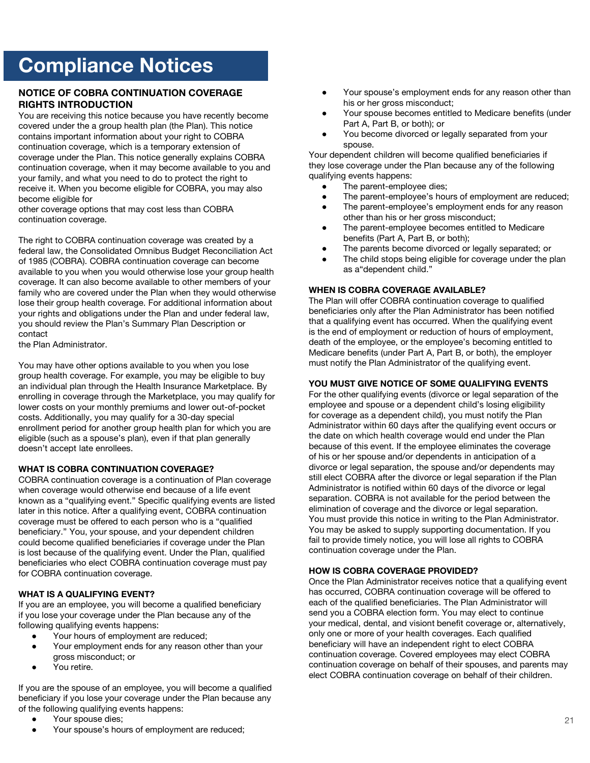# Compliance Notices

### NOTICE OF COBRA CONTINUATION COVERAGE RIGHTS INTRODUCTION

You are receiving this notice because you have recently become covered under the a group health plan (the Plan). This notice contains important information about your right to COBRA continuation coverage, which is a temporary extension of coverage under the Plan. This notice generally explains COBRA continuation coverage, when it may become available to you and your family, and what you need to do to protect the right to receive it. When you become eligible for COBRA, you may also become eligible for
other coverage options that may cost less than COBRA continuation coverage.

The right to COBRA continuation coverage was created by a federal law, the Consolidated Omnibus Budget Reconciliation Act of 1985 (COBRA). COBRA continuation coverage can become available to you when you would otherwise lose your group health coverage. It can also become available to other members of your family who are covered under the Plan when they would otherwise lose their group health coverage. For additional information about your rights and obligations under the Plan and under federal law, you should review the Plan's Summary Plan Description or contact
the Plan Administrator.

You may have other options available to you when you lose group health coverage. For example, you may be eligible to buy an individual plan through the Health Insurance Marketplace. By enrolling in coverage through the Marketplace, you may qualify for lower costs on your monthly premiums and lower out-of-pocket costs. Additionally, you may qualify for a 30-day special enrollment period for another group health plan for which you are eligible (such as a spouse's plan), even if that plan generally doesn't accept late enrollees.

### WHAT IS COBRA CONTINUATION COVERAGE?

COBRA continuation coverage is a continuation of Plan coverage when coverage would otherwise end because of a life event known as a "qualifying event." Specific qualifying events are listed later in this notice. After a qualifying event, COBRA continuation coverage must be offered to each person who is a "qualified beneficiary." You, your spouse, and your dependent children could become qualified beneficiaries if coverage under the Plan is lost because of the qualifying event. Under the Plan, qualified beneficiaries who elect COBRA continuation coverage must pay for COBRA continuation coverage.

### WHAT IS A QUALIFYING EVENT?

If you are an employee, you will become a qualified beneficiary if you lose your coverage under the Plan because any of the following qualifying events happens:

- Your hours of employment are reduced;
- Your employment ends for any reason other than your gross misconduct; or
- You retire.

If you are the spouse of an employee, you will become a qualified beneficiary if you lose your coverage under the Plan because any of the following qualifying events happens:

- Your spouse dies;
- Your spouse's hours of employment are reduced;
- Your spouse's employment ends for any reason other than his or her gross misconduct;
- Your spouse becomes entitled to Medicare benefits (under Part A, Part B, or both); or
- You become divorced or legally separated from your spouse.

Your dependent children will become qualified beneficiaries if they lose coverage under the Plan because any of the following qualifying events happens:

- The parent-employee dies;
- The parent-employee's hours of employment are reduced;
- The parent-employee's employment ends for any reason other than his or her gross misconduct;
- The parent-employee becomes entitled to Medicare benefits (Part A, Part B, or both);
- The parents become divorced or legally separated; or
- The child stops being eligible for coverage under the plan as a"dependent child."

### WHEN IS COBRA COVERAGE AVAILABLE?

The Plan will offer COBRA continuation coverage to qualified beneficiaries only after the Plan Administrator has been notified that a qualifying event has occurred. When the qualifying event is the end of employment or reduction of hours of employment, death of the employee, or the employee's becoming entitled to Medicare benefits (under Part A, Part B, or both), the employer must notify the Plan Administrator of the qualifying event.

### YOU MUST GIVE NOTICE OF SOME QUALIFYING EVENTS

For the other qualifying events (divorce or legal separation of the employee and spouse or a dependent child's losing eligibility for coverage as a dependent child), you must notify the Plan Administrator within 60 days after the qualifying event occurs or the date on which health coverage would end under the Plan because of this event. If the employee eliminates the coverage of his or her spouse and/or dependents in anticipation of a divorce or legal separation, the spouse and/or dependents may still elect COBRA after the divorce or legal separation if the Plan Administrator is notified within 60 days of the divorce or legal separation. COBRA is not available for the period between the elimination of coverage and the divorce or legal separation. You must provide this notice in writing to the Plan Administrator. You may be asked to supply supporting documentation. If you fail to provide timely notice, you will lose all rights to COBRA continuation coverage under the Plan.

### HOW IS COBRA COVERAGE PROVIDED?

Once the Plan Administrator receives notice that a qualifying event has occurred, COBRA continuation coverage will be offered to each of the qualified beneficiaries. The Plan Administrator will send you a COBRA election form. You may elect to continue your medical, dental, and visiont benefit coverage or, alternatively, only one or more of your health coverages. Each qualified beneficiary will have an independent right to elect COBRA continuation coverage. Covered employees may elect COBRA continuation coverage on behalf of their spouses, and parents may elect COBRA continuation coverage on behalf of their children.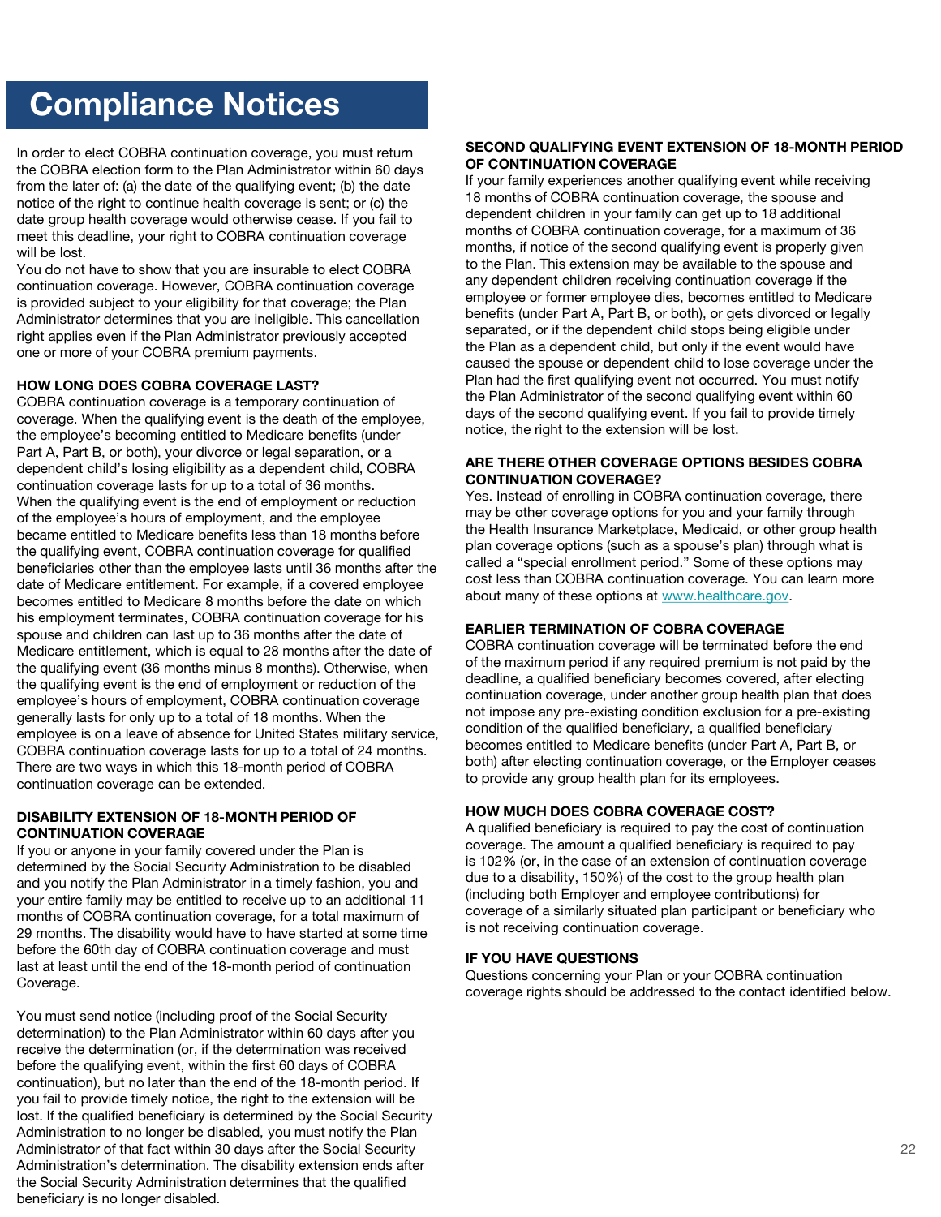# Compliance Notices

In order to elect COBRA continuation coverage, you must return the COBRA election form to the Plan Administrator within 60 days from the later of: (a) the date of the qualifying event; (b) the date notice of the right to continue health coverage is sent; or (c) the date group health coverage would otherwise cease. If you fail to meet this deadline, your right to COBRA continuation coverage will be lost.

You do not have to show that you are insurable to elect COBRA continuation coverage. However, COBRA continuation coverage is provided subject to your eligibility for that coverage; the Plan Administrator determines that you are ineligible. This cancellation right applies even if the Plan Administrator previously accepted one or more of your COBRA premium payments.

### HOW LONG DOES COBRA COVERAGE LAST?

COBRA continuation coverage is a temporary continuation of coverage. When the qualifying event is the death of the employee, the employee's becoming entitled to Medicare benefits (under Part A, Part B, or both), your divorce or legal separation, or a dependent child's losing eligibility as a dependent child, COBRA continuation coverage lasts for up to a total of 36 months.

When the qualifying event is the end of employment or reduction of the employee's hours of employment, and the employee became entitled to Medicare benefits less than 18 months before the qualifying event, COBRA continuation coverage for qualified beneficiaries other than the employee lasts until 36 months after the date of Medicare entitlement. For example, if a covered employee becomes entitled to Medicare 8 months before the date on which his employment terminates, COBRA continuation coverage for his spouse and children can last up to 36 months after the date of Medicare entitlement, which is equal to 28 months after the date of the qualifying event (36 months minus 8 months). Otherwise, when the qualifying event is the end of employment or reduction of the employee's hours of employment, COBRA continuation coverage generally lasts for only up to a total of 18 months. When the employee is on a leave of absence for United States military service, COBRA continuation coverage lasts for up to a total of 24 months. There are two ways in which this 18-month period of COBRA continuation coverage can be extended.

### DISABILITY EXTENSION OF 18-MONTH PERIOD OF CONTINUATION COVERAGE

If you or anyone in your family covered under the Plan is determined by the Social Security Administration to be disabled and you notify the Plan Administrator in a timely fashion, you and your entire family may be entitled to receive up to an additional 11 months of COBRA continuation coverage, for a total maximum of 29 months. The disability would have to have started at some time before the 60th day of COBRA continuation coverage and must last at least until the end of the 18-month period of continuation Coverage.

You must send notice (including proof of the Social Security determination) to the Plan Administrator within 60 days after you receive the determination (or, if the determination was received before the qualifying event, within the first 60 days of COBRA continuation), but no later than the end of the 18-month period. If you fail to provide timely notice, the right to the extension will be lost. If the qualified beneficiary is determined by the Social Security Administration to no longer be disabled, you must notify the Plan Administrator of that fact within 30 days after the Social Security Administration's determination. The disability extension ends after the Social Security Administration determines that the qualified beneficiary is no longer disabled.

### SECOND QUALIFYING EVENT EXTENSION OF 18-MONTH PERIOD OF CONTINUATION COVERAGE

If your family experiences another qualifying event while receiving 18 months of COBRA continuation coverage, the spouse and dependent children in your family can get up to 18 additional months of COBRA continuation coverage, for a maximum of 36 months, if notice of the second qualifying event is properly given to the Plan. This extension may be available to the spouse and any dependent children receiving continuation coverage if the employee or former employee dies, becomes entitled to Medicare benefits (under Part A, Part B, or both), or gets divorced or legally separated, or if the dependent child stops being eligible under the Plan as a dependent child, but only if the event would have caused the spouse or dependent child to lose coverage under the Plan had the first qualifying event not occurred. You must notify the Plan Administrator of the second qualifying event within 60 days of the second qualifying event. If you fail to provide timely notice, the right to the extension will be lost.

### ARE THERE OTHER COVERAGE OPTIONS BESIDES COBRA CONTINUATION COVERAGE?

Yes. Instead of enrolling in COBRA continuation coverage, there may be other coverage options for you and your family through the Health Insurance Marketplace, Medicaid, or other group health plan coverage options (such as a spouse's plan) through what is called a "special enrollment period." Some of these options may cost less than COBRA continuation coverage. You can learn more about many of these options at www.healthcare.gov.

### EARLIER TERMINATION OF COBRA COVERAGE

COBRA continuation coverage will be terminated before the end of the maximum period if any required premium is not paid by the deadline, a qualified beneficiary becomes covered, after electing continuation coverage, under another group health plan that does not impose any pre-existing condition exclusion for a pre-existing condition of the qualified beneficiary, a qualified beneficiary becomes entitled to Medicare benefits (under Part A, Part B, or both) after electing continuation coverage, or the Employer ceases to provide any group health plan for its employees.

### HOW MUCH DOES COBRA COVERAGE COST?

A qualified beneficiary is required to pay the cost of continuation coverage. The amount a qualified beneficiary is required to pay is 102% (or, in the case of an extension of continuation coverage due to a disability, 150%) of the cost to the group health plan (including both Employer and employee contributions) for coverage of a similarly situated plan participant or beneficiary who is not receiving continuation coverage.

### IF YOU HAVE QUESTIONS

Questions concerning your Plan or your COBRA continuation coverage rights should be addressed to the contact identified below.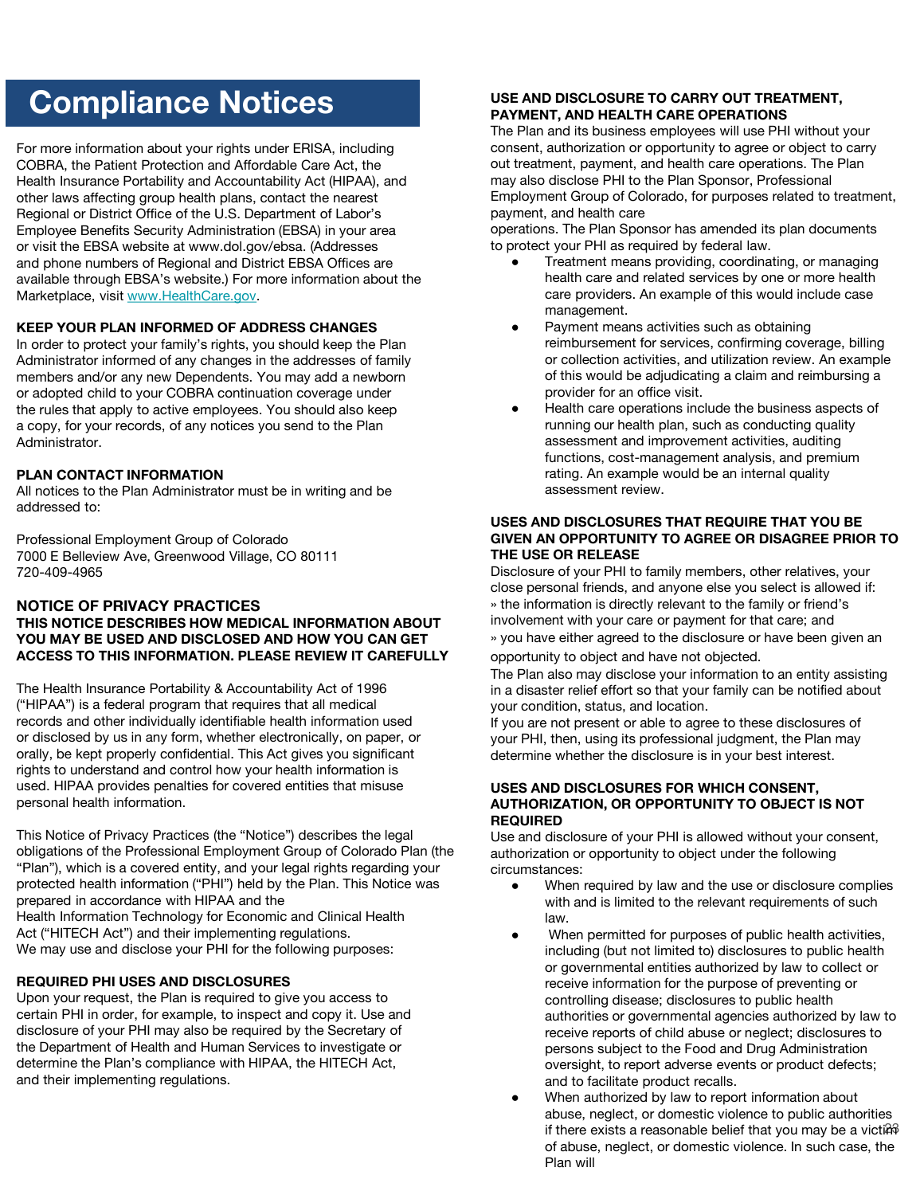# Compliance Notices

For more information about your rights under ERISA, including COBRA, the Patient Protection and Affordable Care Act, the Health Insurance Portability and Accountability Act (HIPAA), and other laws affecting group health plans, contact the nearest Regional or District Office of the U.S. Department of Labor's Employee Benefits Security Administration (EBSA) in your area or visit the EBSA website at www.dol.gov/ebsa. (Addresses and phone numbers of Regional and District EBSA Offices are available through EBSA's website.) For more information about the Marketplace, visit www.HealthCare.gov.

**KEEP YOUR PLAN INFORMED OF ADDRESS CHANGES**

In order to protect your family's rights, you should keep the Plan Administrator informed of any changes in the addresses of family members and/or any new Dependents. You may add a newborn or adopted child to your COBRA continuation coverage under the rules that apply to active employees. You should also keep a copy, for your records, of any notices you send to the Plan Administrator.

**PLAN CONTACT INFORMATION**

All notices to the Plan Administrator must be in writing and be addressed to:

Professional Employment Group of Colorado
7000 E Belleview Ave, Greenwood Village, CO 80111
720-409-4965

## NOTICE OF PRIVACY PRACTICES

**THIS NOTICE DESCRIBES HOW MEDICAL INFORMATION ABOUT YOU MAY BE USED AND DISCLOSED AND HOW YOU CAN GET ACCESS TO THIS INFORMATION. PLEASE REVIEW IT CAREFULLY**

The Health Insurance Portability & Accountability Act of 1996 ("HIPAA") is a federal program that requires that all medical records and other individually identifiable health information used or disclosed by us in any form, whether electronically, on paper, or orally, be kept properly confidential. This Act gives you significant rights to understand and control how your health information is used. HIPAA provides penalties for covered entities that misuse personal health information.

This Notice of Privacy Practices (the "Notice") describes the legal obligations of the Professional Employment Group of Colorado Plan (the "Plan"), which is a covered entity, and your legal rights regarding your protected health information ("PHI") held by the Plan. This Notice was prepared in accordance with HIPAA and the Health Information Technology for Economic and Clinical Health Act ("HITECH Act") and their implementing regulations.
We may use and disclose your PHI for the following purposes:

**REQUIRED PHI USES AND DISCLOSURES**

Upon your request, the Plan is required to give you access to certain PHI in order, for example, to inspect and copy it. Use and disclosure of your PHI may also be required by the Secretary of the Department of Health and Human Services to investigate or determine the Plan's compliance with HIPAA, the HITECH Act, and their implementing regulations.

**USE AND DISCLOSURE TO CARRY OUT TREATMENT, PAYMENT, AND HEALTH CARE OPERATIONS**

The Plan and its business employees will use PHI without your consent, authorization or opportunity to agree or object to carry out treatment, payment, and health care operations. The Plan may also disclose PHI to the Plan Sponsor, Professional Employment Group of Colorado, for purposes related to treatment, payment, and health care operations. The Plan Sponsor has amended its plan documents to protect your PHI as required by federal law.

- Treatment means providing, coordinating, or managing health care and related services by one or more health care providers. An example of this would include case management.
- Payment means activities such as obtaining reimbursement for services, confirming coverage, billing or collection activities, and utilization review. An example of this would be adjudicating a claim and reimbursing a provider for an office visit.
- Health care operations include the business aspects of running our health plan, such as conducting quality assessment and improvement activities, auditing functions, cost-management analysis, and premium rating. An example would be an internal quality assessment review.

**USES AND DISCLOSURES THAT REQUIRE THAT YOU BE GIVEN AN OPPORTUNITY TO AGREE OR DISAGREE PRIOR TO THE USE OR RELEASE**

Disclosure of your PHI to family members, other relatives, your close personal friends, and anyone else you select is allowed if:
» the information is directly relevant to the family or friend's involvement with your care or payment for that care; and
» you have either agreed to the disclosure or have been given an opportunity to object and have not objected.
The Plan also may disclose your information to an entity assisting in a disaster relief effort so that your family can be notified about your condition, status, and location.
If you are not present or able to agree to these disclosures of your PHI, then, using its professional judgment, the Plan may determine whether the disclosure is in your best interest.

**USES AND DISCLOSURES FOR WHICH CONSENT, AUTHORIZATION, OR OPPORTUNITY TO OBJECT IS NOT REQUIRED**

Use and disclosure of your PHI is allowed without your consent, authorization or opportunity to object under the following circumstances:

- When required by law and the use or disclosure complies with and is limited to the relevant requirements of such law.
- When permitted for purposes of public health activities, including (but not limited to) disclosures to public health or governmental entities authorized by law to collect or receive information for the purpose of preventing or controlling disease; disclosures to public health authorities or governmental agencies authorized by law to receive reports of child abuse or neglect; disclosures to persons subject to the Food and Drug Administration oversight, to report adverse events or product defects; and to facilitate product recalls.
- When authorized by law to report information about abuse, neglect, or domestic violence to public authorities if there exists a reasonable belief that you may be a victim of abuse, neglect, or domestic violence. In such case, the Plan will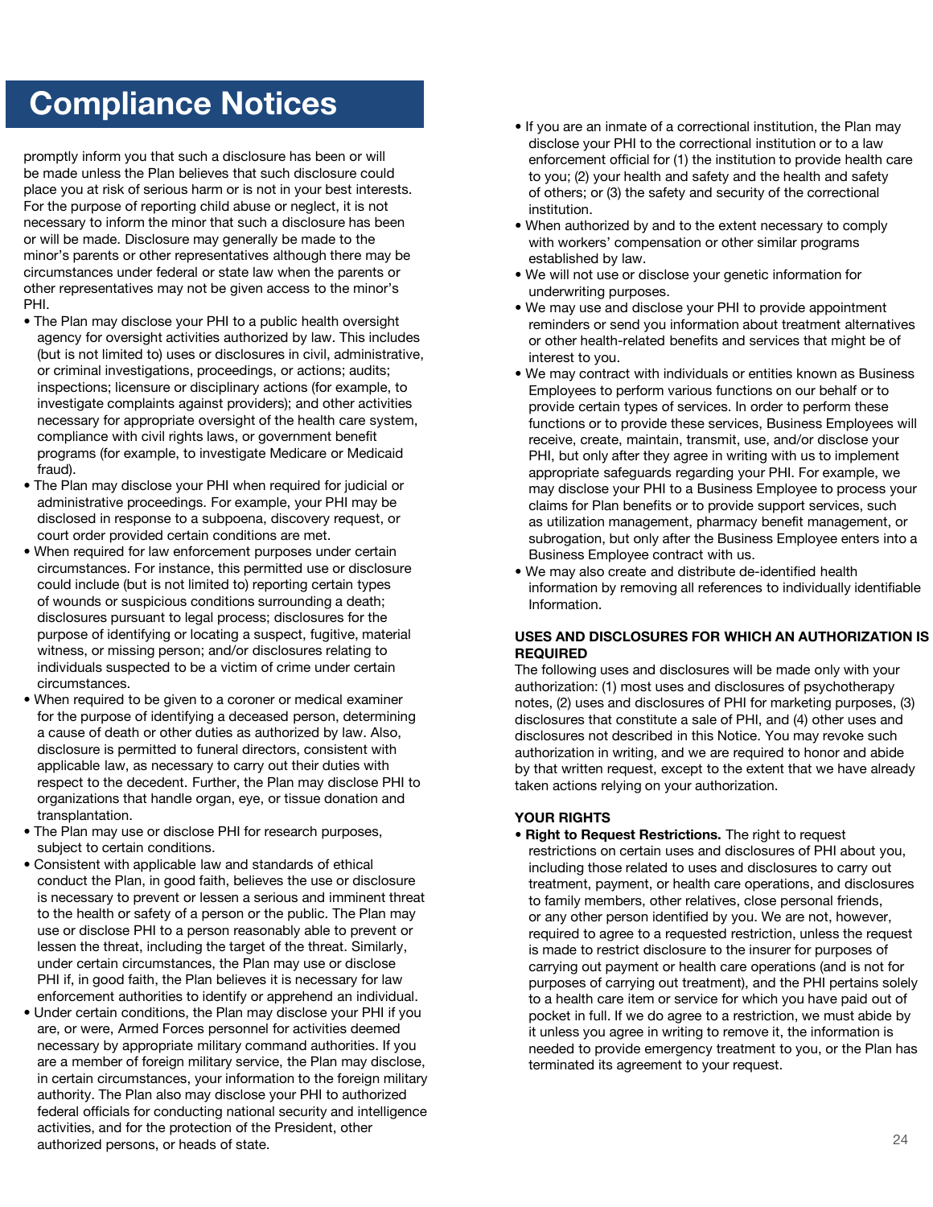# Compliance Notices

promptly inform you that such a disclosure has been or will be made unless the Plan believes that such disclosure could place you at risk of serious harm or is not in your best interests. For the purpose of reporting child abuse or neglect, it is not necessary to inform the minor that such a disclosure has been or will be made. Disclosure may generally be made to the minor's parents or other representatives although there may be circumstances under federal or state law when the parents or other representatives may not be given access to the minor's PHI.

- The Plan may disclose your PHI to a public health oversight agency for oversight activities authorized by law. This includes (but is not limited to) uses or disclosures in civil, administrative, or criminal investigations, proceedings, or actions; audits; inspections; licensure or disciplinary actions (for example, to investigate complaints against providers); and other activities necessary for appropriate oversight of the health care system, compliance with civil rights laws, or government benefit programs (for example, to investigate Medicare or Medicaid fraud).
- The Plan may disclose your PHI when required for judicial or administrative proceedings. For example, your PHI may be disclosed in response to a subpoena, discovery request, or court order provided certain conditions are met.
- When required for law enforcement purposes under certain circumstances. For instance, this permitted use or disclosure could include (but is not limited to) reporting certain types of wounds or suspicious conditions surrounding a death; disclosures pursuant to legal process; disclosures for the purpose of identifying or locating a suspect, fugitive, material witness, or missing person; and/or disclosures relating to individuals suspected to be a victim of crime under certain circumstances.
- When required to be given to a coroner or medical examiner for the purpose of identifying a deceased person, determining a cause of death or other duties as authorized by law. Also, disclosure is permitted to funeral directors, consistent with applicable law, as necessary to carry out their duties with respect to the decedent. Further, the Plan may disclose PHI to organizations that handle organ, eye, or tissue donation and transplantation.
- The Plan may use or disclose PHI for research purposes, subject to certain conditions.
- Consistent with applicable law and standards of ethical conduct the Plan, in good faith, believes the use or disclosure is necessary to prevent or lessen a serious and imminent threat to the health or safety of a person or the public. The Plan may use or disclose PHI to a person reasonably able to prevent or lessen the threat, including the target of the threat. Similarly, under certain circumstances, the Plan may use or disclose PHI if, in good faith, the Plan believes it is necessary for law enforcement authorities to identify or apprehend an individual.
- Under certain conditions, the Plan may disclose your PHI if you are, or were, Armed Forces personnel for activities deemed necessary by appropriate military command authorities. If you are a member of foreign military service, the Plan may disclose, in certain circumstances, your information to the foreign military authority. The Plan also may disclose your PHI to authorized federal officials for conducting national security and intelligence activities, and for the protection of the President, other authorized persons, or heads of state.
- If you are an inmate of a correctional institution, the Plan may disclose your PHI to the correctional institution or to a law enforcement official for (1) the institution to provide health care to you; (2) your health and safety and the health and safety of others; or (3) the safety and security of the correctional institution.
- When authorized by and to the extent necessary to comply with workers' compensation or other similar programs established by law.
- We will not use or disclose your genetic information for underwriting purposes.
- We may use and disclose your PHI to provide appointment reminders or send you information about treatment alternatives or other health-related benefits and services that might be of interest to you.
- We may contract with individuals or entities known as Business Employees to perform various functions on our behalf or to provide certain types of services. In order to perform these functions or to provide these services, Business Employees will receive, create, maintain, transmit, use, and/or disclose your PHI, but only after they agree in writing with us to implement appropriate safeguards regarding your PHI. For example, we may disclose your PHI to a Business Employee to process your claims for Plan benefits or to provide support services, such as utilization management, pharmacy benefit management, or subrogation, but only after the Business Employee enters into a Business Employee contract with us.
- We may also create and distribute de-identified health information by removing all references to individually identifiable Information.

**USES AND DISCLOSURES FOR WHICH AN AUTHORIZATION IS REQUIRED**

The following uses and disclosures will be made only with your authorization: (1) most uses and disclosures of psychotherapy notes, (2) uses and disclosures of PHI for marketing purposes, (3) disclosures that constitute a sale of PHI, and (4) other uses and disclosures not described in this Notice. You may revoke such authorization in writing, and we are required to honor and abide by that written request, except to the extent that we have already taken actions relying on your authorization.

**YOUR RIGHTS**

- **Right to Request Restrictions.** The right to request restrictions on certain uses and disclosures of PHI about you, including those related to uses and disclosures to carry out treatment, payment, or health care operations, and disclosures to family members, other relatives, close personal friends, or any other person identified by you. We are not, however, required to agree to a requested restriction, unless the request is made to restrict disclosure to the insurer for purposes of carrying out payment or health care operations (and is not for purposes of carrying out treatment), and the PHI pertains solely to a health care item or service for which you have paid out of pocket in full. If we do agree to a restriction, we must abide by it unless you agree in writing to remove it, the information is needed to provide emergency treatment to you, or the Plan has terminated its agreement to your request.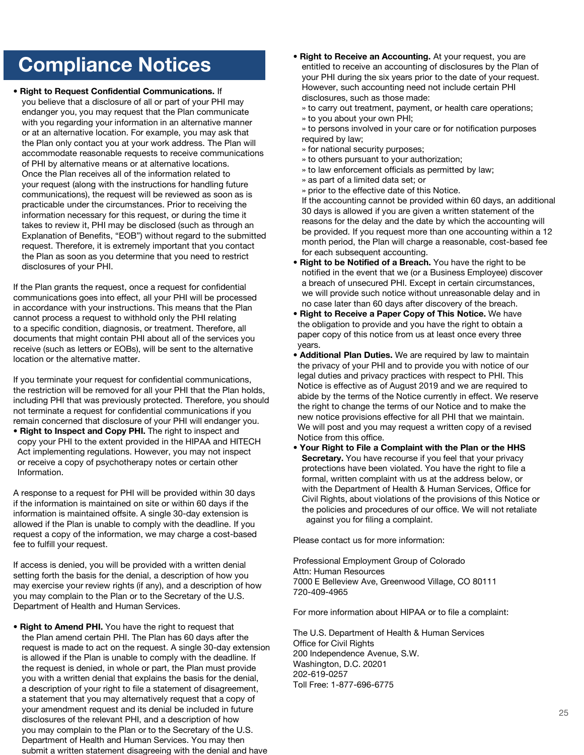# Compliance Notices

- **Right to Request Confidential Communications.** If you believe that a disclosure of all or part of your PHI may endanger you, you may request that the Plan communicate with you regarding your information in an alternative manner or at an alternative location. For example, you may ask that the Plan only contact you at your work address. The Plan will accommodate reasonable requests to receive communications of PHI by alternative means or at alternative locations. Once the Plan receives all of the information related to your request (along with the instructions for handling future communications), the request will be reviewed as soon as is practicable under the circumstances. Prior to receiving the information necessary for this request, or during the time it takes to review it, PHI may be disclosed (such as through an Explanation of Benefits, "EOB") without regard to the submitted request. Therefore, it is extremely important that you contact the Plan as soon as you determine that you need to restrict disclosures of your PHI.

If the Plan grants the request, once a request for confidential communications goes into effect, all your PHI will be processed in accordance with your instructions. This means that the Plan cannot process a request to withhold only the PHI relating to a specific condition, diagnosis, or treatment. Therefore, all documents that might contain PHI about all of the services you receive (such as letters or EOBs), will be sent to the alternative location or the alternative matter.

If you terminate your request for confidential communications, the restriction will be removed for all your PHI that the Plan holds, including PHI that was previously protected. Therefore, you should not terminate a request for confidential communications if you remain concerned that disclosure of your PHI will endanger you.

- **Right to Inspect and Copy PHI.** The right to inspect and copy your PHI to the extent provided in the HIPAA and HITECH Act implementing regulations. However, you may not inspect or receive a copy of psychotherapy notes or certain other Information.

A response to a request for PHI will be provided within 30 days if the information is maintained on site or within 60 days if the information is maintained offsite. A single 30-day extension is allowed if the Plan is unable to comply with the deadline. If you request a copy of the information, we may charge a cost-based fee to fulfill your request.

If access is denied, you will be provided with a written denial setting forth the basis for the denial, a description of how you may exercise your review rights (if any), and a description of how you may complain to the Plan or to the Secretary of the U.S. Department of Health and Human Services.

- **Right to Amend PHI.** You have the right to request that the Plan amend certain PHI. The Plan has 60 days after the request is made to act on the request. A single 30-day extension is allowed if the Plan is unable to comply with the deadline. If the request is denied, in whole or part, the Plan must provide you with a written denial that explains the basis for the denial, a description of your right to file a statement of disagreement, a statement that you may alternatively request that a copy of your amendment request and its denial be included in future disclosures of the relevant PHI, and a description of how you may complain to the Plan or to the Secretary of the U.S. Department of Health and Human Services. You may then submit a written statement disagreeing with the denial and have

- **Right to Receive an Accounting.** At your request, you are entitled to receive an accounting of disclosures by the Plan of your PHI during the six years prior to the date of your request. However, such accounting need not include certain PHI disclosures, such as those made:
  - » to carry out treatment, payment, or health care operations;
  - » to you about your own PHI;
  - » to persons involved in your care or for notification purposes required by law;
  - » for national security purposes;
  - » to others pursuant to your authorization;
  - » to law enforcement officials as permitted by law;
  - » as part of a limited data set; or
  - » prior to the effective date of this Notice.

  If the accounting cannot be provided within 60 days, an additional 30 days is allowed if you are given a written statement of the reasons for the delay and the date by which the accounting will be provided. If you request more than one accounting within a 12 month period, the Plan will charge a reasonable, cost-based fee for each subsequent accounting.
- **Right to be Notified of a Breach.** You have the right to be notified in the event that we (or a Business Employee) discover a breach of unsecured PHI. Except in certain circumstances, we will provide such notice without unreasonable delay and in no case later than 60 days after discovery of the breach.
- **Right to Receive a Paper Copy of This Notice.** We have the obligation to provide and you have the right to obtain a paper copy of this notice from us at least once every three years.
- **Additional Plan Duties.** We are required by law to maintain the privacy of your PHI and to provide you with notice of our legal duties and privacy practices with respect to PHI. This Notice is effective as of August 2019 and we are required to abide by the terms of the Notice currently in effect. We reserve the right to change the terms of our Notice and to make the new notice provisions effective for all PHI that we maintain. We will post and you may request a written copy of a revised Notice from this office.
- **Your Right to File a Complaint with the Plan or the HHS Secretary.** You have recourse if you feel that your privacy protections have been violated. You have the right to file a formal, written complaint with us at the address below, or with the Department of Health & Human Services, Office for Civil Rights, about violations of the provisions of this Notice or the policies and procedures of our office. We will not retaliate against you for filing a complaint.

Please contact us for more information:

Professional Employment Group of Colorado
Attn: Human Resources
7000 E Belleview Ave, Greenwood Village, CO 80111
720-409-4965

For more information about HIPAA or to file a complaint:

The U.S. Department of Health & Human Services
Office for Civil Rights
200 Independence Avenue, S.W.
Washington, D.C. 20201
202-619-0257
Toll Free: 1-877-696-6775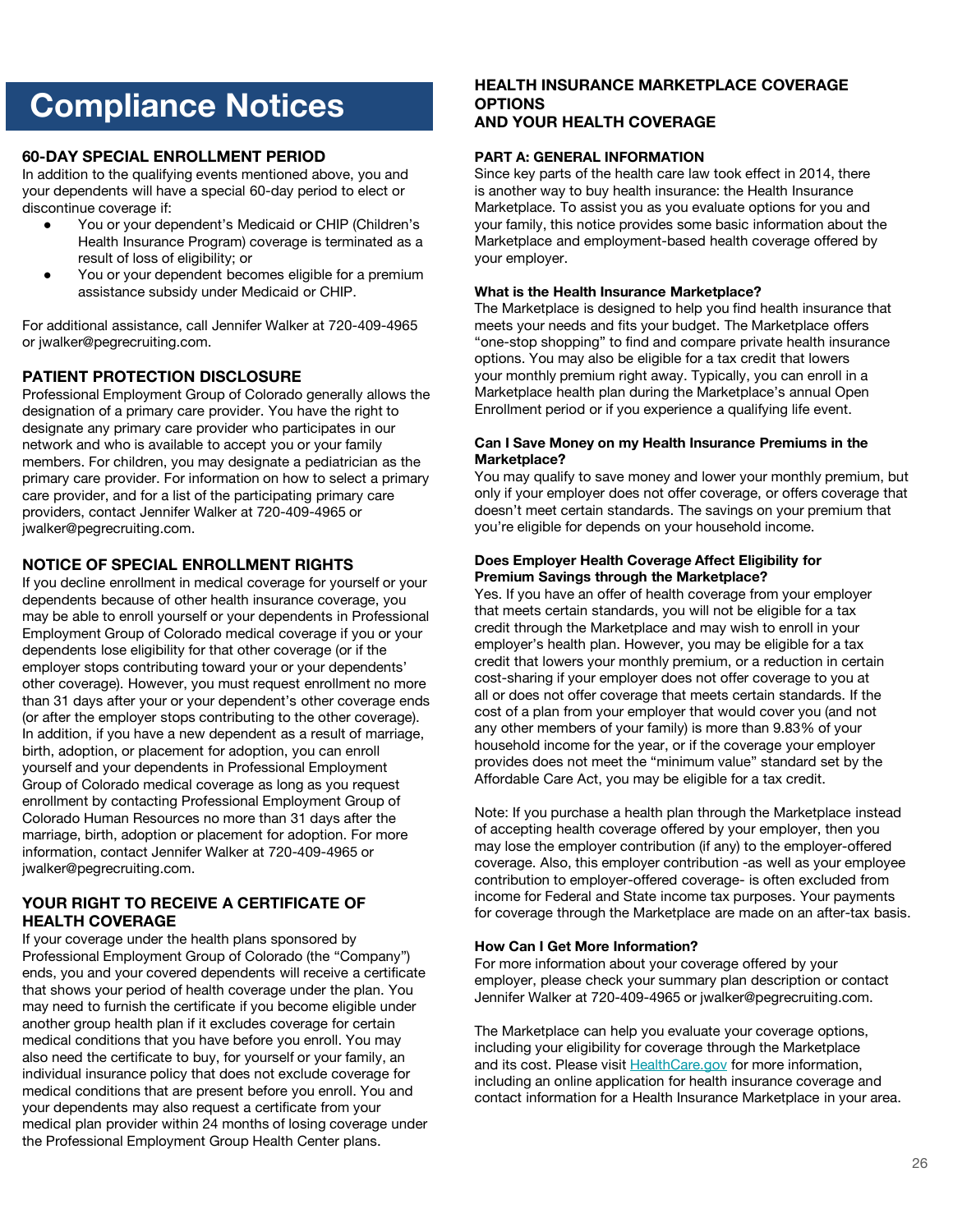# Compliance Notices

## 60-DAY SPECIAL ENROLLMENT PERIOD

In addition to the qualifying events mentioned above, you and your dependents will have a special 60-day period to elect or discontinue coverage if:

- You or your dependent's Medicaid or CHIP (Children's Health Insurance Program) coverage is terminated as a result of loss of eligibility; or
- You or your dependent becomes eligible for a premium assistance subsidy under Medicaid or CHIP.

For additional assistance, call Jennifer Walker at 720-409-4965 or jwalker@pegrecruiting.com.

## PATIENT PROTECTION DISCLOSURE

Professional Employment Group of Colorado generally allows the designation of a primary care provider. You have the right to designate any primary care provider who participates in our network and who is available to accept you or your family members. For children, you may designate a pediatrician as the primary care provider. For information on how to select a primary care provider, and for a list of the participating primary care providers, contact Jennifer Walker at 720-409-4965 or jwalker@pegrecruiting.com.

## NOTICE OF SPECIAL ENROLLMENT RIGHTS

If you decline enrollment in medical coverage for yourself or your dependents because of other health insurance coverage, you may be able to enroll yourself or your dependents in Professional Employment Group of Colorado medical coverage if you or your dependents lose eligibility for that other coverage (or if the employer stops contributing toward your or your dependents' other coverage). However, you must request enrollment no more than 31 days after your or your dependent's other coverage ends (or after the employer stops contributing to the other coverage). In addition, if you have a new dependent as a result of marriage, birth, adoption, or placement for adoption, you can enroll yourself and your dependents in Professional Employment Group of Colorado medical coverage as long as you request enrollment by contacting Professional Employment Group of Colorado Human Resources no more than 31 days after the marriage, birth, adoption or placement for adoption. For more information, contact Jennifer Walker at 720-409-4965 or jwalker@pegrecruiting.com.

## YOUR RIGHT TO RECEIVE A CERTIFICATE OF HEALTH COVERAGE

If your coverage under the health plans sponsored by Professional Employment Group of Colorado (the "Company") ends, you and your covered dependents will receive a certificate that shows your period of health coverage under the plan. You may need to furnish the certificate if you become eligible under another group health plan if it excludes coverage for certain medical conditions that you have before you enroll. You may also need the certificate to buy, for yourself or your family, an individual insurance policy that does not exclude coverage for medical conditions that are present before you enroll. You and your dependents may also request a certificate from your medical plan provider within 24 months of losing coverage under the Professional Employment Group Health Center plans.

## HEALTH INSURANCE MARKETPLACE COVERAGE OPTIONS AND YOUR HEALTH COVERAGE

### PART A: GENERAL INFORMATION

Since key parts of the health care law took effect in 2014, there is another way to buy health insurance: the Health Insurance Marketplace. To assist you as you evaluate options for you and your family, this notice provides some basic information about the Marketplace and employment-based health coverage offered by your employer.

**What is the Health Insurance Marketplace?**

The Marketplace is designed to help you find health insurance that meets your needs and fits your budget. The Marketplace offers "one-stop shopping" to find and compare private health insurance options. You may also be eligible for a tax credit that lowers your monthly premium right away. Typically, you can enroll in a Marketplace health plan during the Marketplace's annual Open Enrollment period or if you experience a qualifying life event.

**Can I Save Money on my Health Insurance Premiums in the Marketplace?**

You may qualify to save money and lower your monthly premium, but only if your employer does not offer coverage, or offers coverage that doesn't meet certain standards. The savings on your premium that you're eligible for depends on your household income.

**Does Employer Health Coverage Affect Eligibility for Premium Savings through the Marketplace?**

Yes. If you have an offer of health coverage from your employer that meets certain standards, you will not be eligible for a tax credit through the Marketplace and may wish to enroll in your employer's health plan. However, you may be eligible for a tax credit that lowers your monthly premium, or a reduction in certain cost-sharing if your employer does not offer coverage to you at all or does not offer coverage that meets certain standards. If the cost of a plan from your employer that would cover you (and not any other members of your family) is more than 9.83% of your household income for the year, or if the coverage your employer provides does not meet the "minimum value" standard set by the Affordable Care Act, you may be eligible for a tax credit.

Note: If you purchase a health plan through the Marketplace instead of accepting health coverage offered by your employer, then you may lose the employer contribution (if any) to the employer-offered coverage. Also, this employer contribution -as well as your employee contribution to employer-offered coverage- is often excluded from income for Federal and State income tax purposes. Your payments for coverage through the Marketplace are made on an after-tax basis.

**How Can I Get More Information?**

For more information about your coverage offered by your employer, please check your summary plan description or contact Jennifer Walker at 720-409-4965 or jwalker@pegrecruiting.com.

The Marketplace can help you evaluate your coverage options, including your eligibility for coverage through the Marketplace and its cost. Please visit HealthCare.gov for more information, including an online application for health insurance coverage and contact information for a Health Insurance Marketplace in your area.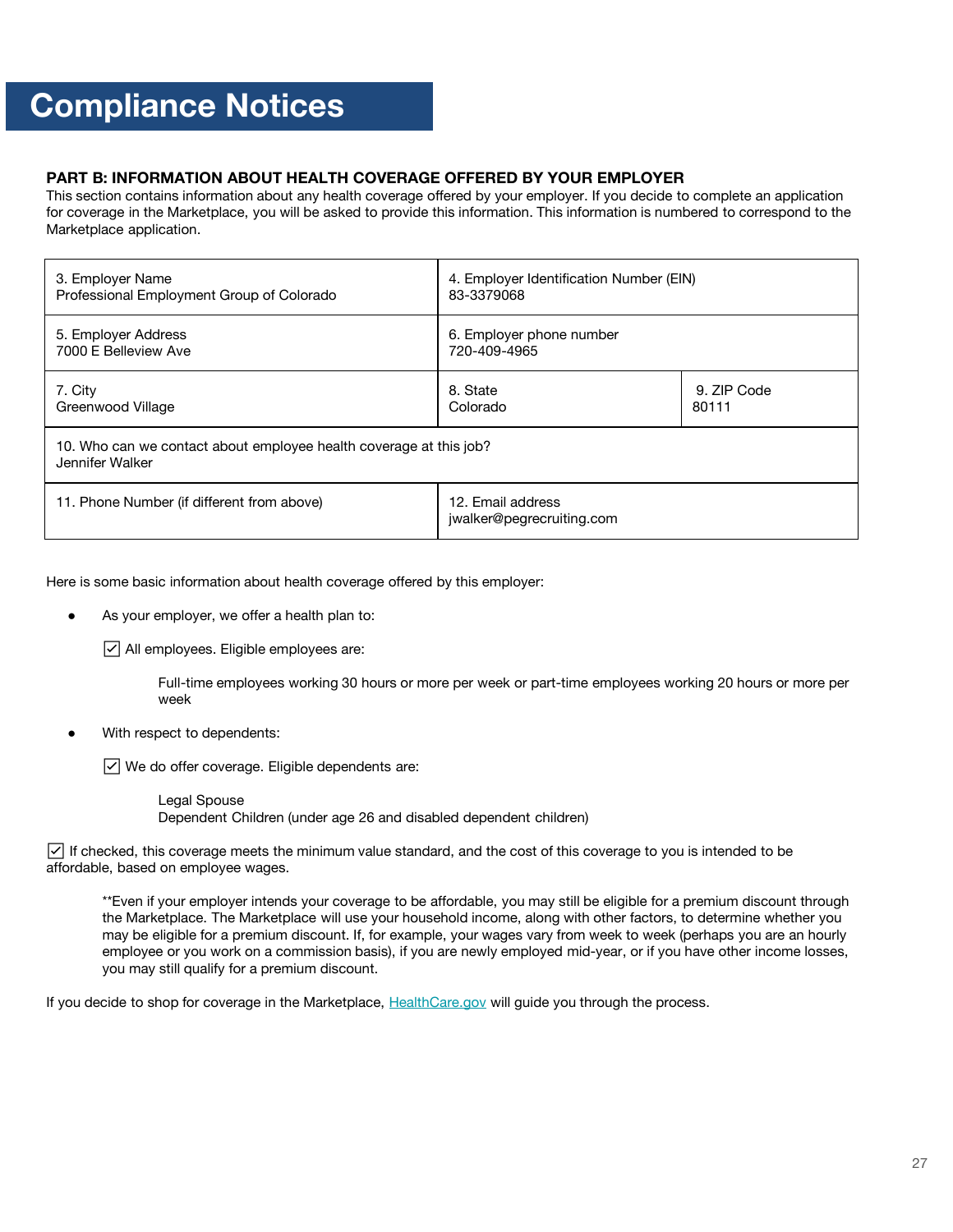# Compliance Notices

### PART B: INFORMATION ABOUT HEALTH COVERAGE OFFERED BY YOUR EMPLOYER

This section contains information about any health coverage offered by your employer. If you decide to complete an application for coverage in the Marketplace, you will be asked to provide this information. This information is numbered to correspond to the Marketplace application.

| | | |
|---|---|---|
| 3. Employer Name<br>Professional Employment Group of Colorado | 4. Employer Identification Number (EIN)<br>83-3379068 | |
| 5. Employer Address<br>7000 E Belleview Ave | 6. Employer phone number<br>720-409-4965 | |
| 7. City<br>Greenwood Village | 8. State<br>Colorado | 9. ZIP Code<br>80111 |
| 10. Who can we contact about employee health coverage at this job?<br>Jennifer Walker | | |
| 11. Phone Number (if different from above) | 12. Email address<br>jwalker@pegrecruiting.com | |

Here is some basic information about health coverage offered by this employer:

- As your employer, we offer a health plan to:

  ☑ All employees. Eligible employees are:

  Full-time employees working 30 hours or more per week or part-time employees working 20 hours or more per week

- With respect to dependents:

  ☑ We do offer coverage. Eligible dependents are:

  Legal Spouse
  Dependent Children (under age 26 and disabled dependent children)

☑ If checked, this coverage meets the minimum value standard, and the cost of this coverage to you is intended to be affordable, based on employee wages.

**Even if your employer intends your coverage to be affordable, you may still be eligible for a premium discount through the Marketplace. The Marketplace will use your household income, along with other factors, to determine whether you may be eligible for a premium discount. If, for example, your wages vary from week to week (perhaps you are an hourly employee or you work on a commission basis), if you are newly employed mid-year, or if you have other income losses, you may still qualify for a premium discount.

If you decide to shop for coverage in the Marketplace, HealthCare.gov will guide you through the process.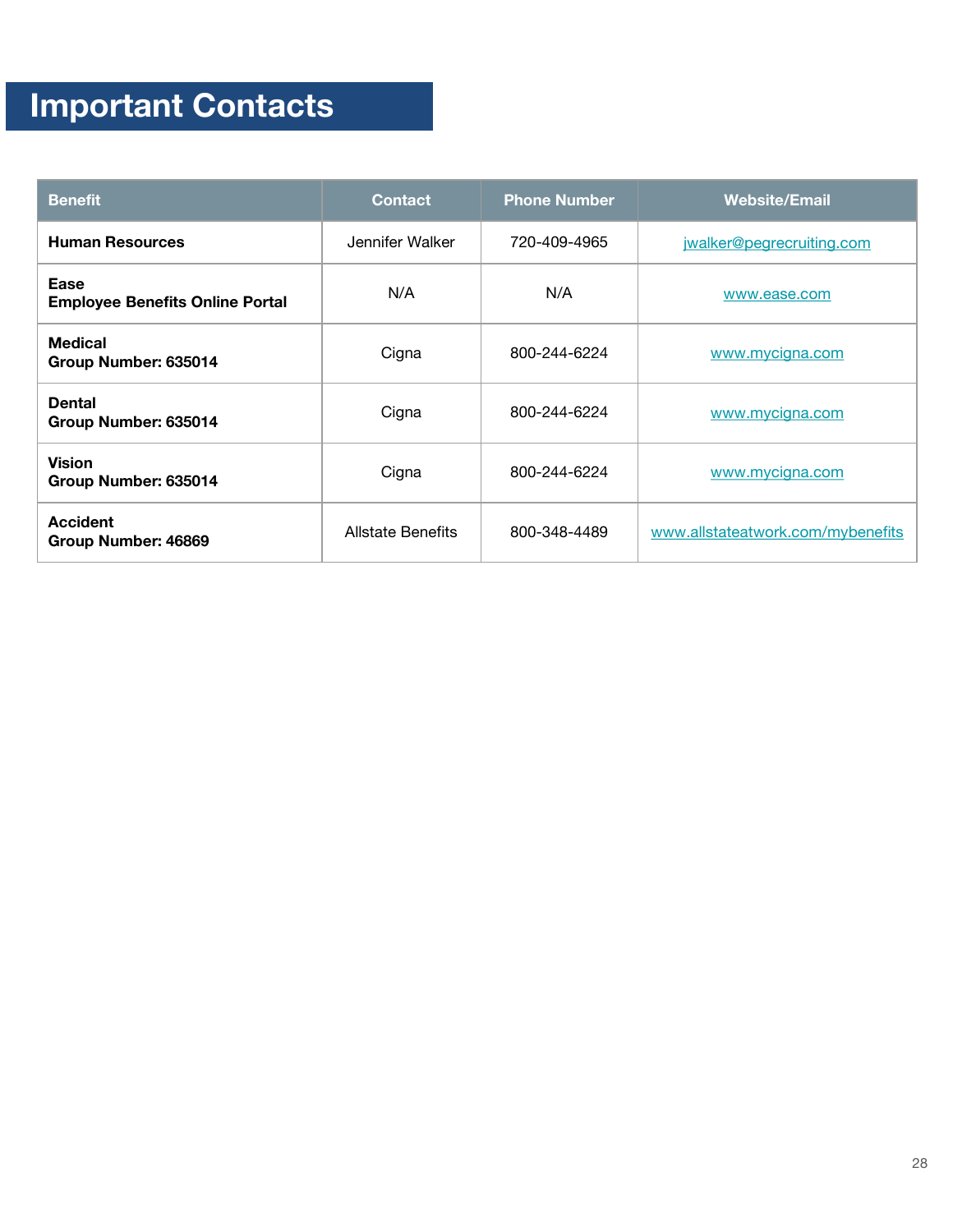# Important Contacts

| Benefit | Contact | Phone Number | Website/Email |
|---|---|---|---|
| **Human Resources** | Jennifer Walker | 720-409-4965 | jwalker@pegrecruiting.com |
| **Ease**<br>**Employee Benefits Online Portal** | N/A | N/A | www.ease.com |
| **Medical**<br>**Group Number: 635014** | Cigna | 800-244-6224 | www.mycigna.com |
| **Dental**<br>**Group Number: 635014** | Cigna | 800-244-6224 | www.mycigna.com |
| **Vision**<br>**Group Number: 635014** | Cigna | 800-244-6224 | www.mycigna.com |
| **Accident**<br>**Group Number: 46869** | Allstate Benefits | 800-348-4489 | www.allstateatwork.com/mybenefits |